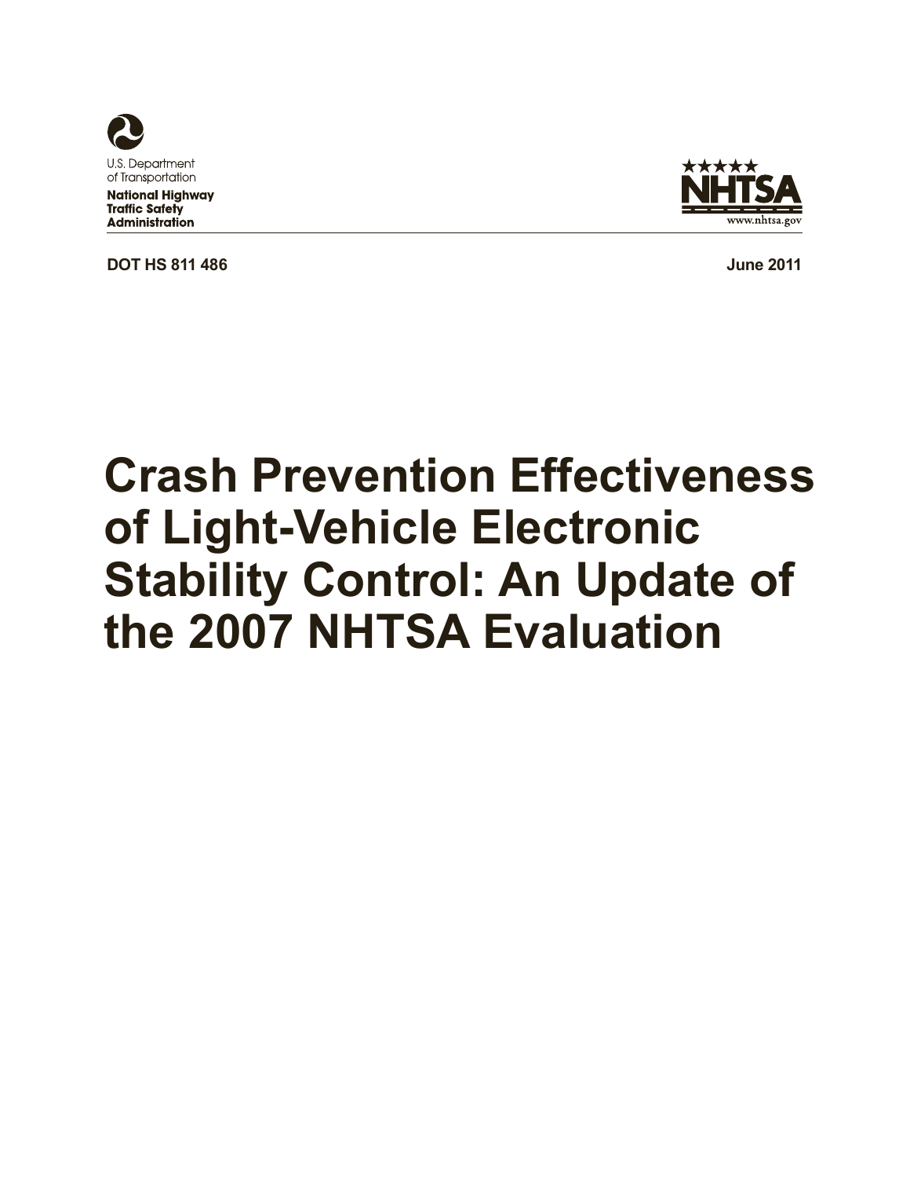U.S. Department of Transportation

**National Highway Traffic Safety Administration**

NHTSA

www.nhtsa.gov

**DOT HS 811 486** **June 2011**

# Crash Prevention Effectiveness of Light-Vehicle Electronic Stability Control: An Update of the 2007 NHTSA Evaluation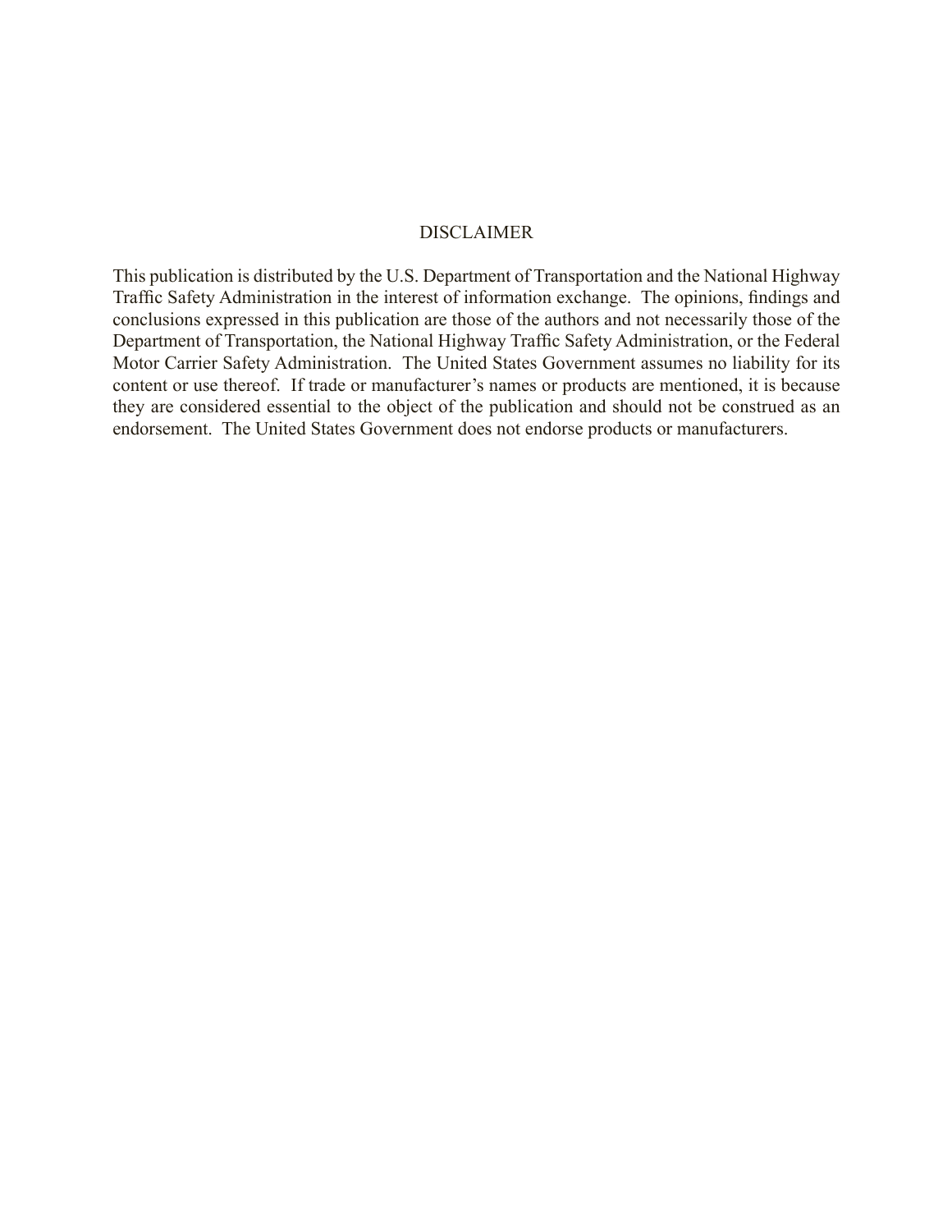# DISCLAIMER

This publication is distributed by the U.S. Department of Transportation and the National Highway Traffic Safety Administration in the interest of information exchange. The opinions, findings and conclusions expressed in this publication are those of the authors and not necessarily those of the Department of Transportation, the National Highway Traffic Safety Administration, or the Federal Motor Carrier Safety Administration. The United States Government assumes no liability for its content or use thereof. If trade or manufacturer's names or products are mentioned, it is because they are considered essential to the object of the publication and should not be construed as an endorsement. The United States Government does not endorse products or manufacturers.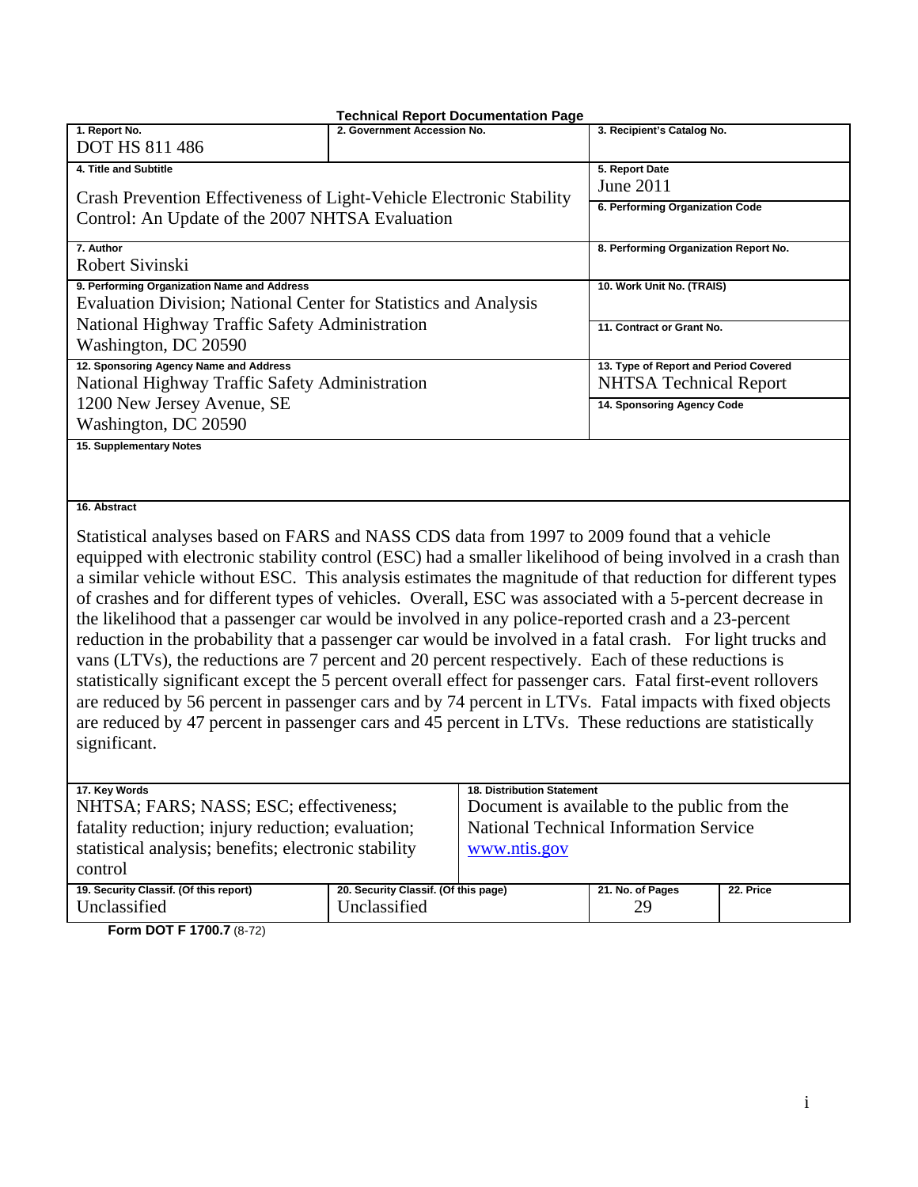**Technical Report Documentation Page**

| 1. Report No. | 2. Government Accession No. | 3. Recipient's Catalog No. | |
|---|---|---|---|
| DOT HS 811 486 | | | |
| 4. Title and Subtitle<br>Crash Prevention Effectiveness of Light-Vehicle Electronic Stability Control: An Update of the 2007 NHTSA Evaluation | | 5. Report Date<br>June 2011 | |
| | | 6. Performing Organization Code | |
| 7. Author<br>Robert Sivinski | | 8. Performing Organization Report No. | |
| 9. Performing Organization Name and Address<br>Evaluation Division; National Center for Statistics and Analysis<br>National Highway Traffic Safety Administration<br>Washington, DC 20590 | | 10. Work Unit No. (TRAIS) | |
| | | 11. Contract or Grant No. | |
| 12. Sponsoring Agency Name and Address<br>National Highway Traffic Safety Administration<br>1200 New Jersey Avenue, SE<br>Washington, DC 20590 | | 13. Type of Report and Period Covered<br>NHTSA Technical Report | |
| | | 14. Sponsoring Agency Code | |
| 15. Supplementary Notes | | | |

**16. Abstract**

Statistical analyses based on FARS and NASS CDS data from 1997 to 2009 found that a vehicle equipped with electronic stability control (ESC) had a smaller likelihood of being involved in a crash than a similar vehicle without ESC. This analysis estimates the magnitude of that reduction for different types of crashes and for different types of vehicles. Overall, ESC was associated with a 5-percent decrease in the likelihood that a passenger car would be involved in any police-reported crash and a 23-percent reduction in the probability that a passenger car would be involved in a fatal crash. For light trucks and vans (LTVs), the reductions are 7 percent and 20 percent respectively. Each of these reductions is statistically significant except the 5 percent overall effect for passenger cars. Fatal first-event rollovers are reduced by 56 percent in passenger cars and by 74 percent in LTVs. Fatal impacts with fixed objects are reduced by 47 percent in passenger cars and 45 percent in LTVs. These reductions are statistically significant.

| 17. Key Words | | 18. Distribution Statement | |
|---|---|---|---|
| NHTSA; FARS; NASS; ESC; effectiveness; fatality reduction; injury reduction; evaluation; statistical analysis; benefits; electronic stability control | | Document is available to the public from the National Technical Information Service www.ntis.gov | |
| 19. Security Classif. (Of this report) | 20. Security Classif. (Of this page) | 21. No. of Pages | 22. Price |
| Unclassified | Unclassified | 29 | |

**Form DOT F 1700.7** (8-72)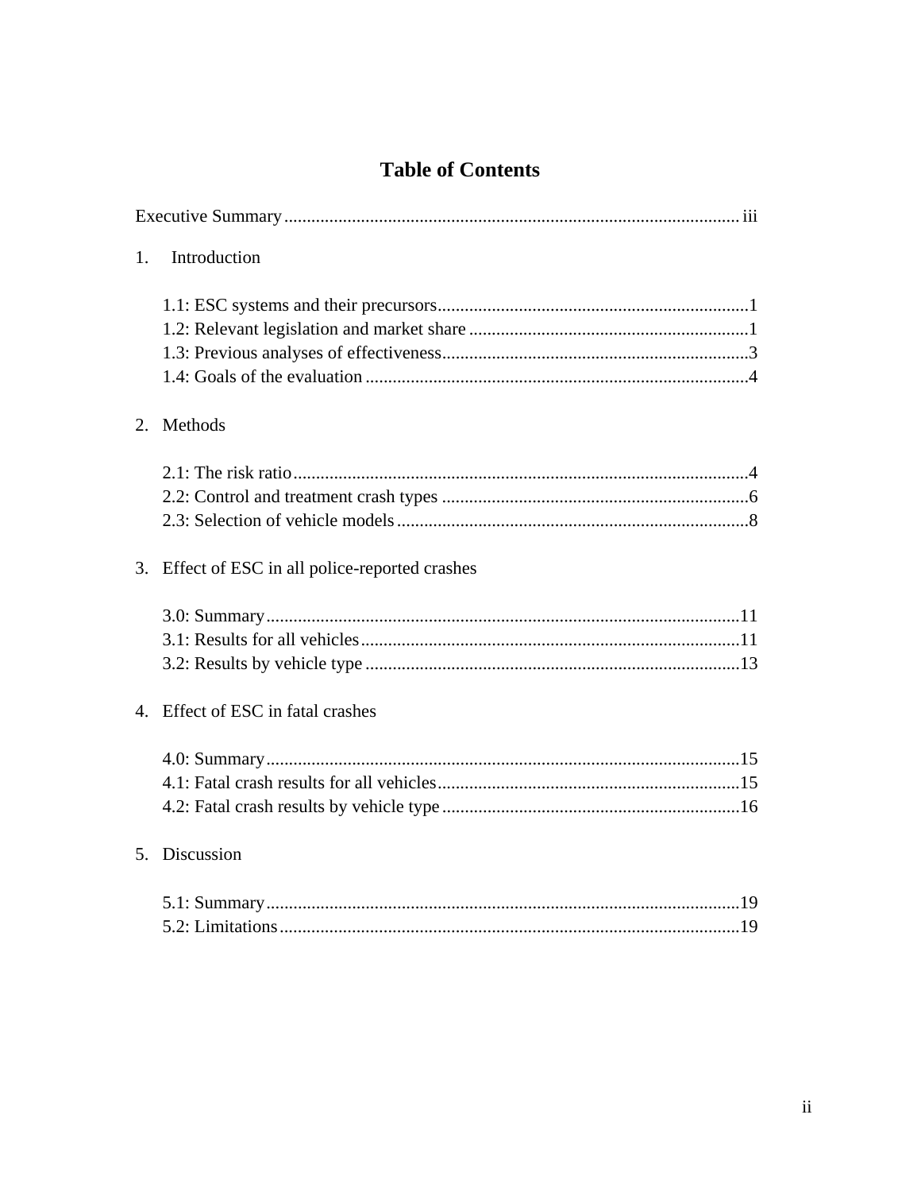# Table of Contents

Executive Summary .................................................................................................... iii

1. Introduction

   1.1: ESC systems and their precursors ....................................................................1
   1.2: Relevant legislation and market share ..............................................................1
   1.3: Previous analyses of effectiveness ...................................................................3
   1.4: Goals of the evaluation ....................................................................................4

2. Methods

   2.1: The risk ratio ....................................................................................................4
   2.2: Control and treatment crash types ....................................................................6
   2.3: Selection of vehicle models .............................................................................8

3. Effect of ESC in all police-reported crashes

   3.0: Summary .........................................................................................................11
   3.1: Results for all vehicles ....................................................................................11
   3.2: Results by vehicle type ...................................................................................13

4. Effect of ESC in fatal crashes

   4.0: Summary .........................................................................................................15
   4.1: Fatal crash results for all vehicles ...................................................................15
   4.2: Fatal crash results by vehicle type ..................................................................16

5. Discussion

   5.1: Summary .........................................................................................................19
   5.2: Limitations ......................................................................................................19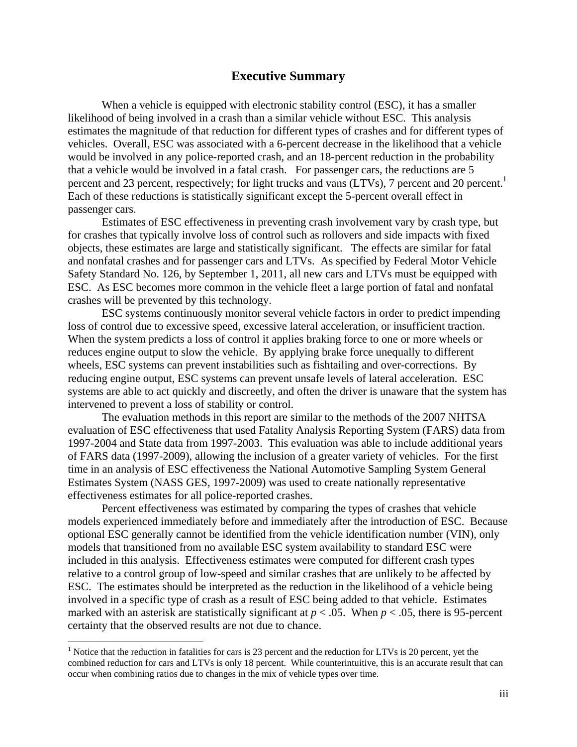## Executive Summary

When a vehicle is equipped with electronic stability control (ESC), it has a smaller likelihood of being involved in a crash than a similar vehicle without ESC. This analysis estimates the magnitude of that reduction for different types of crashes and for different types of vehicles. Overall, ESC was associated with a 6-percent decrease in the likelihood that a vehicle would be involved in any police-reported crash, and an 18-percent reduction in the probability that a vehicle would be involved in a fatal crash. For passenger cars, the reductions are 5 percent and 23 percent, respectively; for light trucks and vans (LTVs), 7 percent and 20 percent.[1] Each of these reductions is statistically significant except the 5-percent overall effect in passenger cars.

Estimates of ESC effectiveness in preventing crash involvement vary by crash type, but for crashes that typically involve loss of control such as rollovers and side impacts with fixed objects, these estimates are large and statistically significant. The effects are similar for fatal and nonfatal crashes and for passenger cars and LTVs. As specified by Federal Motor Vehicle Safety Standard No. 126, by September 1, 2011, all new cars and LTVs must be equipped with ESC. As ESC becomes more common in the vehicle fleet a large portion of fatal and nonfatal crashes will be prevented by this technology.

ESC systems continuously monitor several vehicle factors in order to predict impending loss of control due to excessive speed, excessive lateral acceleration, or insufficient traction. When the system predicts a loss of control it applies braking force to one or more wheels or reduces engine output to slow the vehicle. By applying brake force unequally to different wheels, ESC systems can prevent instabilities such as fishtailing and over-corrections. By reducing engine output, ESC systems can prevent unsafe levels of lateral acceleration. ESC systems are able to act quickly and discreetly, and often the driver is unaware that the system has intervened to prevent a loss of stability or control.

The evaluation methods in this report are similar to the methods of the 2007 NHTSA evaluation of ESC effectiveness that used Fatality Analysis Reporting System (FARS) data from 1997-2004 and State data from 1997-2003. This evaluation was able to include additional years of FARS data (1997-2009), allowing the inclusion of a greater variety of vehicles. For the first time in an analysis of ESC effectiveness the National Automotive Sampling System General Estimates System (NASS GES, 1997-2009) was used to create nationally representative effectiveness estimates for all police-reported crashes.

Percent effectiveness was estimated by comparing the types of crashes that vehicle models experienced immediately before and immediately after the introduction of ESC. Because optional ESC generally cannot be identified from the vehicle identification number (VIN), only models that transitioned from no available ESC system availability to standard ESC were included in this analysis. Effectiveness estimates were computed for different crash types relative to a control group of low-speed and similar crashes that are unlikely to be affected by ESC. The estimates should be interpreted as the reduction in the likelihood of a vehicle being involved in a specific type of crash as a result of ESC being added to that vehicle. Estimates marked with an asterisk are statistically significant at $p < .05$. When $p < .05$, there is 95-percent certainty that the observed results are not due to chance.

---

[1] Notice that the reduction in fatalities for cars is 23 percent and the reduction for LTVs is 20 percent, yet the combined reduction for cars and LTVs is only 18 percent. While counterintuitive, this is an accurate result that can occur when combining ratios due to changes in the mix of vehicle types over time.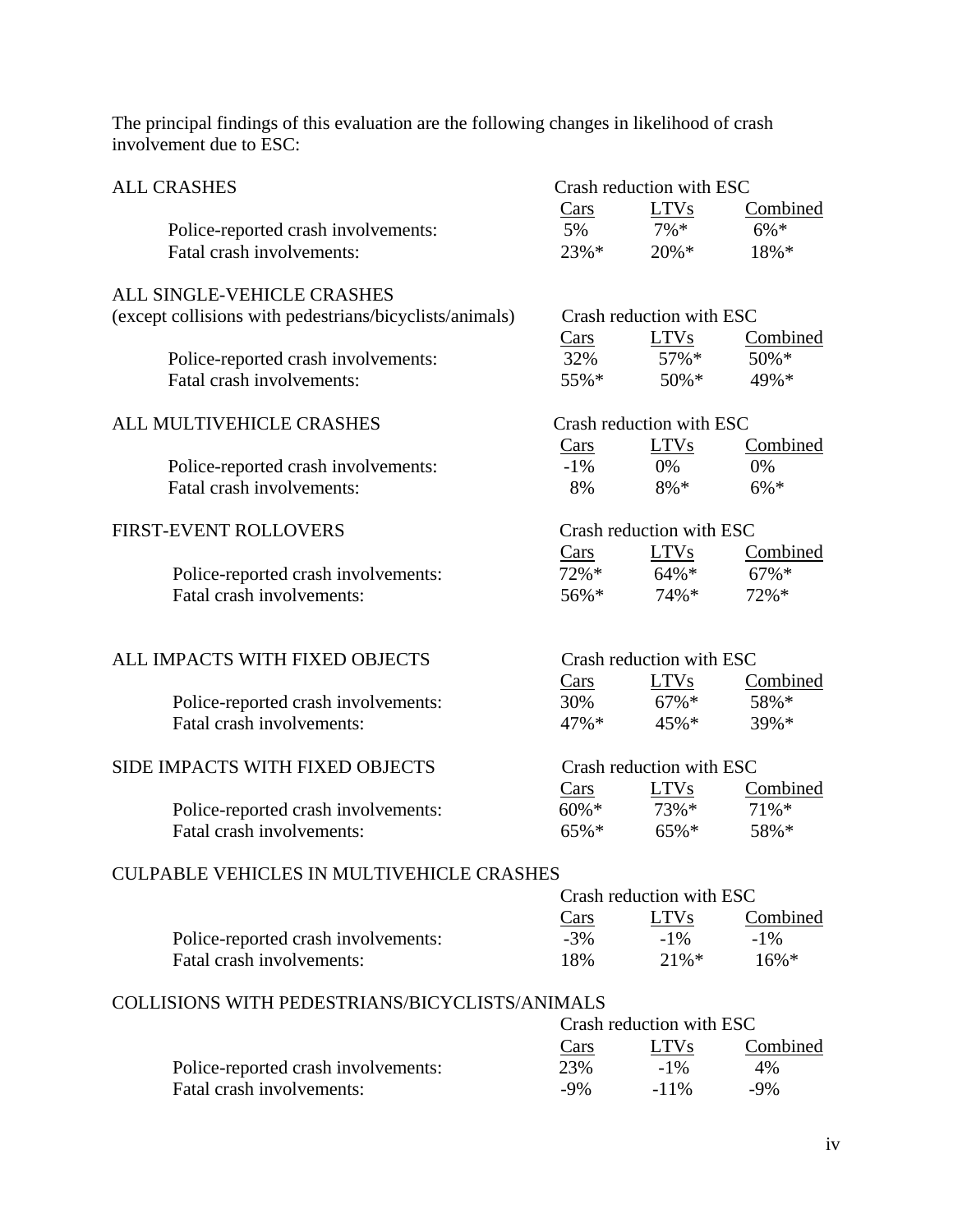The principal findings of this evaluation are the following changes in likelihood of crash involvement due to ESC:

**ALL CRASHES**

| | Crash reduction with ESC | | |
|---|---|---|---|
| | Cars | LTVs | Combined |
| Police-reported crash involvements: | 5% | 7%* | 6%* |
| Fatal crash involvements: | 23%* | 20%* | 18%* |

**ALL SINGLE-VEHICLE CRASHES**
(except collisions with pedestrians/bicyclists/animals)

| | Crash reduction with ESC | | |
|---|---|---|---|
| | Cars | LTVs | Combined |
| Police-reported crash involvements: | 32% | 57%* | 50%* |
| Fatal crash involvements: | 55%* | 50%* | 49%* |

**ALL MULTIVEHICLE CRASHES**

| | Crash reduction with ESC | | |
|---|---|---|---|
| | Cars | LTVs | Combined |
| Police-reported crash involvements: | -1% | 0% | 0% |
| Fatal crash involvements: | 8% | 8%* | 6%* |

**FIRST-EVENT ROLLOVERS**

| | Crash reduction with ESC | | |
|---|---|---|---|
| | Cars | LTVs | Combined |
| Police-reported crash involvements: | 72%* | 64%* | 67%* |
| Fatal crash involvements: | 56%* | 74%* | 72%* |

**ALL IMPACTS WITH FIXED OBJECTS**

| | Crash reduction with ESC | | |
|---|---|---|---|
| | Cars | LTVs | Combined |
| Police-reported crash involvements: | 30% | 67%* | 58%* |
| Fatal crash involvements: | 47%* | 45%* | 39%* |

**SIDE IMPACTS WITH FIXED OBJECTS**

| | Crash reduction with ESC | | |
|---|---|---|---|
| | Cars | LTVs | Combined |
| Police-reported crash involvements: | 60%* | 73%* | 71%* |
| Fatal crash involvements: | 65%* | 65%* | 58%* |

**CULPABLE VEHICLES IN MULTIVEHICLE CRASHES**

| | Crash reduction with ESC | | |
|---|---|---|---|
| | Cars | LTVs | Combined |
| Police-reported crash involvements: | -3% | -1% | -1% |
| Fatal crash involvements: | 18% | 21%* | 16%* |

**COLLISIONS WITH PEDESTRIANS/BICYCLISTS/ANIMALS**

| | Crash reduction with ESC | | |
|---|---|---|---|
| | Cars | LTVs | Combined |
| Police-reported crash involvements: | 23% | -1% | 4% |
| Fatal crash involvements: | -9% | -11% | -9% |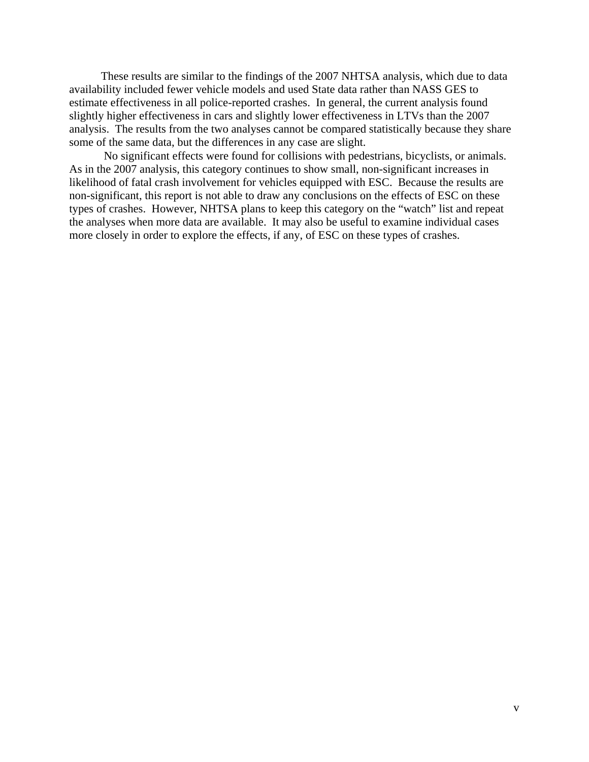These results are similar to the findings of the 2007 NHTSA analysis, which due to data availability included fewer vehicle models and used State data rather than NASS GES to estimate effectiveness in all police-reported crashes. In general, the current analysis found slightly higher effectiveness in cars and slightly lower effectiveness in LTVs than the 2007 analysis. The results from the two analyses cannot be compared statistically because they share some of the same data, but the differences in any case are slight.

No significant effects were found for collisions with pedestrians, bicyclists, or animals. As in the 2007 analysis, this category continues to show small, non-significant increases in likelihood of fatal crash involvement for vehicles equipped with ESC. Because the results are non-significant, this report is not able to draw any conclusions on the effects of ESC on these types of crashes. However, NHTSA plans to keep this category on the "watch" list and repeat the analyses when more data are available. It may also be useful to examine individual cases more closely in order to explore the effects, if any, of ESC on these types of crashes.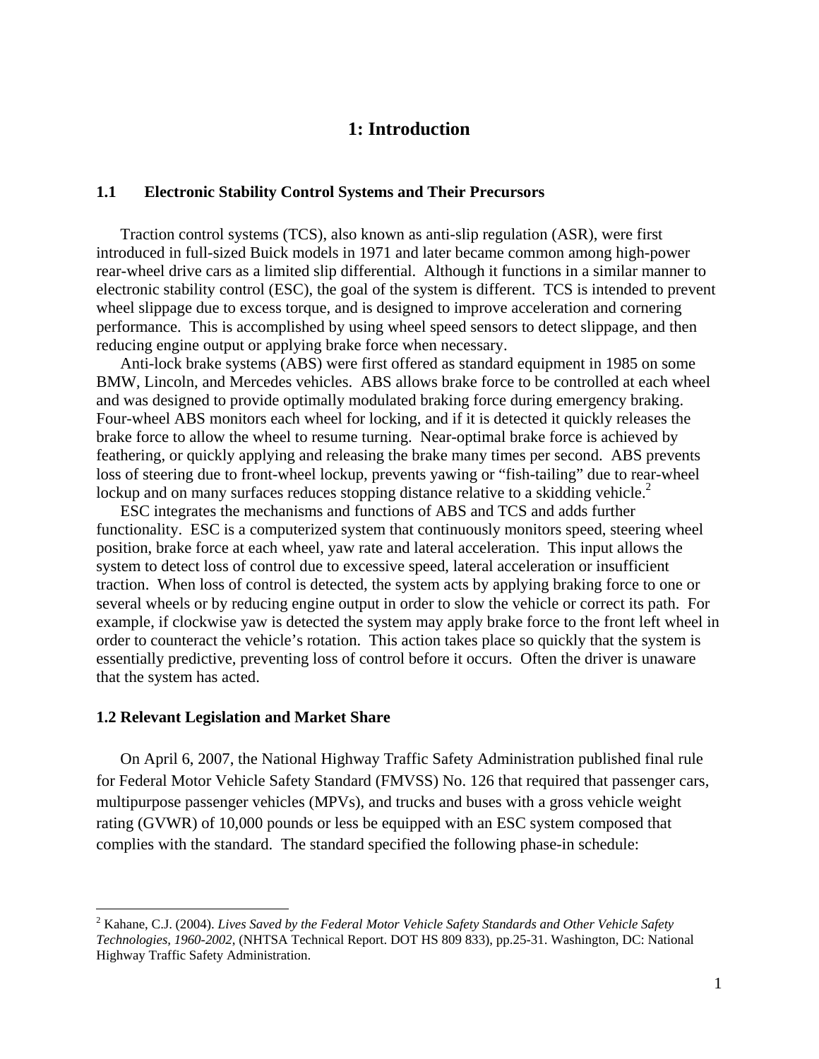# 1: Introduction

## 1.1 Electronic Stability Control Systems and Their Precursors

Traction control systems (TCS), also known as anti-slip regulation (ASR), were first introduced in full-sized Buick models in 1971 and later became common among high-power rear-wheel drive cars as a limited slip differential. Although it functions in a similar manner to electronic stability control (ESC), the goal of the system is different. TCS is intended to prevent wheel slippage due to excess torque, and is designed to improve acceleration and cornering performance. This is accomplished by using wheel speed sensors to detect slippage, and then reducing engine output or applying brake force when necessary.

Anti-lock brake systems (ABS) were first offered as standard equipment in 1985 on some BMW, Lincoln, and Mercedes vehicles. ABS allows brake force to be controlled at each wheel and was designed to provide optimally modulated braking force during emergency braking. Four-wheel ABS monitors each wheel for locking, and if it is detected it quickly releases the brake force to allow the wheel to resume turning. Near-optimal brake force is achieved by feathering, or quickly applying and releasing the brake many times per second. ABS prevents loss of steering due to front-wheel lockup, prevents yawing or "fish-tailing" due to rear-wheel lockup and on many surfaces reduces stopping distance relative to a skidding vehicle.[2]

ESC integrates the mechanisms and functions of ABS and TCS and adds further functionality. ESC is a computerized system that continuously monitors speed, steering wheel position, brake force at each wheel, yaw rate and lateral acceleration. This input allows the system to detect loss of control due to excessive speed, lateral acceleration or insufficient traction. When loss of control is detected, the system acts by applying braking force to one or several wheels or by reducing engine output in order to slow the vehicle or correct its path. For example, if clockwise yaw is detected the system may apply brake force to the front left wheel in order to counteract the vehicle's rotation. This action takes place so quickly that the system is essentially predictive, preventing loss of control before it occurs. Often the driver is unaware that the system has acted.

## 1.2 Relevant Legislation and Market Share

On April 6, 2007, the National Highway Traffic Safety Administration published final rule for Federal Motor Vehicle Safety Standard (FMVSS) No. 126 that required that passenger cars, multipurpose passenger vehicles (MPVs), and trucks and buses with a gross vehicle weight rating (GVWR) of 10,000 pounds or less be equipped with an ESC system composed that complies with the standard. The standard specified the following phase-in schedule:

---

[2] Kahane, C.J. (2004). *Lives Saved by the Federal Motor Vehicle Safety Standards and Other Vehicle Safety Technologies, 1960-2002*, (NHTSA Technical Report. DOT HS 809 833), pp.25-31. Washington, DC: National Highway Traffic Safety Administration.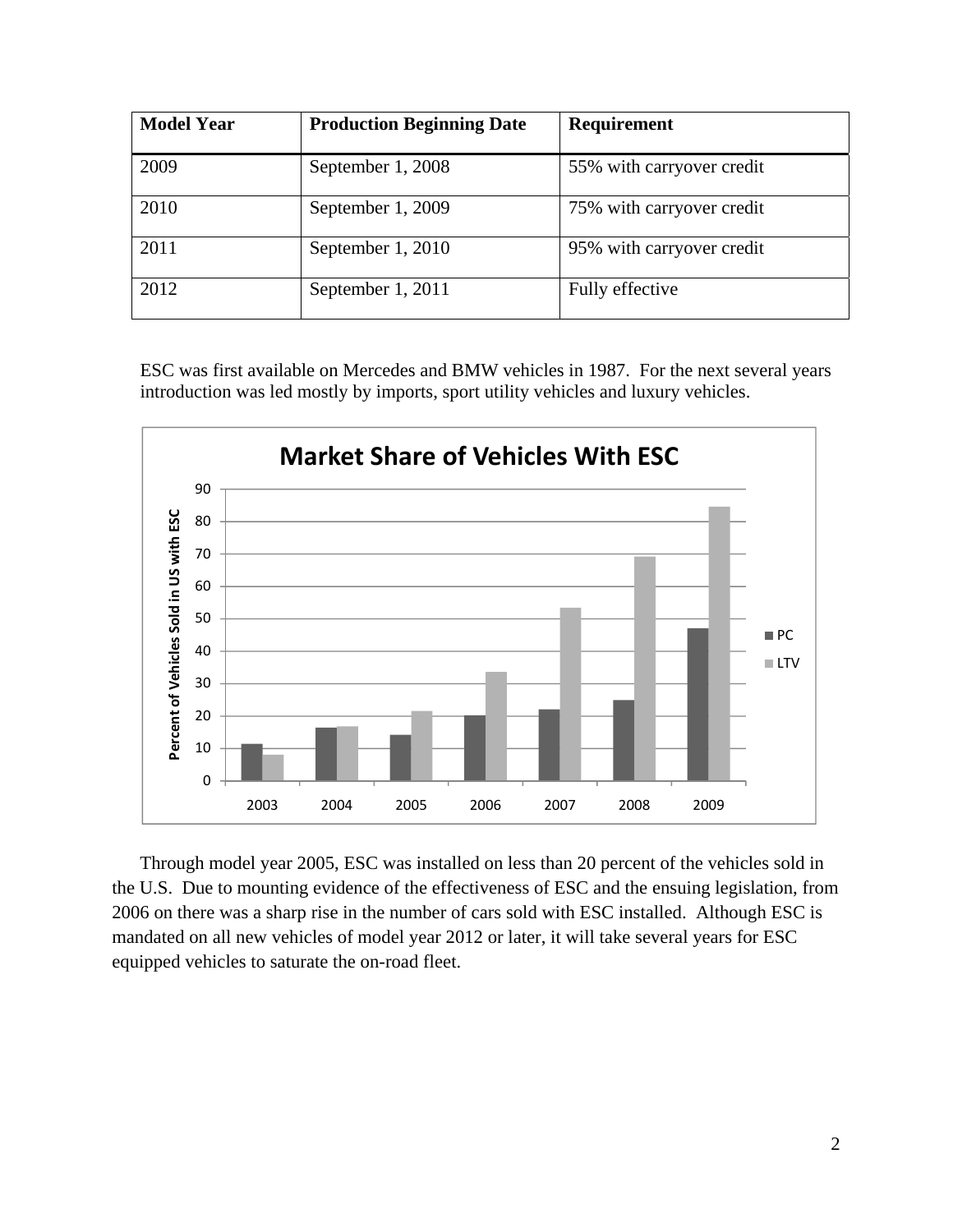| Model Year | Production Beginning Date | Requirement |
|---|---|---|
| 2009 | September 1, 2008 | 55% with carryover credit |
| 2010 | September 1, 2009 | 75% with carryover credit |
| 2011 | September 1, 2010 | 95% with carryover credit |
| 2012 | September 1, 2011 | Fully effective |

ESC was first available on Mercedes and BMW vehicles in 1987. For the next several years introduction was led mostly by imports, sport utility vehicles and luxury vehicles.

Through model year 2005, ESC was installed on less than 20 percent of the vehicles sold in the U.S. Due to mounting evidence of the effectiveness of ESC and the ensuing legislation, from 2006 on there was a sharp rise in the number of cars sold with ESC installed. Although ESC is mandated on all new vehicles of model year 2012 or later, it will take several years for ESC equipped vehicles to saturate the on-road fleet.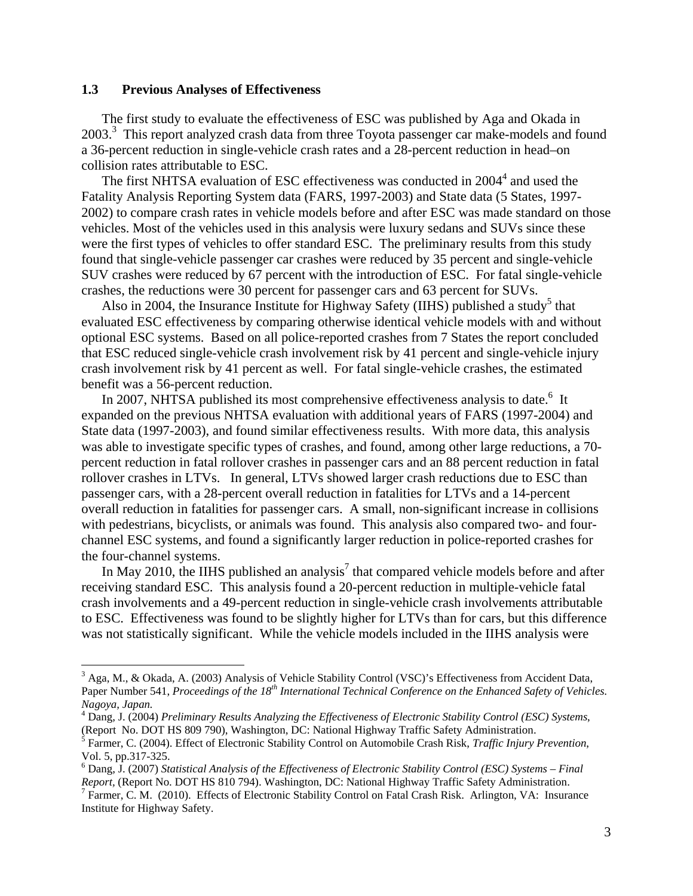### 1.3 Previous Analyses of Effectiveness

The first study to evaluate the effectiveness of ESC was published by Aga and Okada in 2003.[3] This report analyzed crash data from three Toyota passenger car make-models and found a 36-percent reduction in single-vehicle crash rates and a 28-percent reduction in head–on collision rates attributable to ESC.

The first NHTSA evaluation of ESC effectiveness was conducted in 2004[4] and used the Fatality Analysis Reporting System data (FARS, 1997-2003) and State data (5 States, 1997-2002) to compare crash rates in vehicle models before and after ESC was made standard on those vehicles. Most of the vehicles used in this analysis were luxury sedans and SUVs since these were the first types of vehicles to offer standard ESC. The preliminary results from this study found that single-vehicle passenger car crashes were reduced by 35 percent and single-vehicle SUV crashes were reduced by 67 percent with the introduction of ESC. For fatal single-vehicle crashes, the reductions were 30 percent for passenger cars and 63 percent for SUVs.

Also in 2004, the Insurance Institute for Highway Safety (IIHS) published a study[5] that evaluated ESC effectiveness by comparing otherwise identical vehicle models with and without optional ESC systems. Based on all police-reported crashes from 7 States the report concluded that ESC reduced single-vehicle crash involvement risk by 41 percent and single-vehicle injury crash involvement risk by 41 percent as well. For fatal single-vehicle crashes, the estimated benefit was a 56-percent reduction.

In 2007, NHTSA published its most comprehensive effectiveness analysis to date.[6] It expanded on the previous NHTSA evaluation with additional years of FARS (1997-2004) and State data (1997-2003), and found similar effectiveness results. With more data, this analysis was able to investigate specific types of crashes, and found, among other large reductions, a 70-percent reduction in fatal rollover crashes in passenger cars and an 88 percent reduction in fatal rollover crashes in LTVs. In general, LTVs showed larger crash reductions due to ESC than passenger cars, with a 28-percent overall reduction in fatalities for LTVs and a 14-percent overall reduction in fatalities for passenger cars. A small, non-significant increase in collisions with pedestrians, bicyclists, or animals was found. This analysis also compared two- and four-channel ESC systems, and found a significantly larger reduction in police-reported crashes for the four-channel systems.

In May 2010, the IIHS published an analysis[7] that compared vehicle models before and after receiving standard ESC. This analysis found a 20-percent reduction in multiple-vehicle fatal crash involvements and a 49-percent reduction in single-vehicle crash involvements attributable to ESC. Effectiveness was found to be slightly higher for LTVs than for cars, but this difference was not statistically significant. While the vehicle models included in the IIHS analysis were

---

[3] Aga, M., & Okada, A. (2003) Analysis of Vehicle Stability Control (VSC)'s Effectiveness from Accident Data, Paper Number 541, *Proceedings of the 18th International Technical Conference on the Enhanced Safety of Vehicles. Nagoya, Japan.*

[4] Dang, J. (2004) *Preliminary Results Analyzing the Effectiveness of Electronic Stability Control (ESC) Systems*, (Report No. DOT HS 809 790), Washington, DC: National Highway Traffic Safety Administration.

[5] Farmer, C. (2004). Effect of Electronic Stability Control on Automobile Crash Risk, *Traffic Injury Prevention*, Vol. 5, pp.317-325.

[6] Dang, J. (2007) *Statistical Analysis of the Effectiveness of Electronic Stability Control (ESC) Systems – Final Report*, (Report No. DOT HS 810 794). Washington, DC: National Highway Traffic Safety Administration.

[7] Farmer, C. M. (2010). Effects of Electronic Stability Control on Fatal Crash Risk. Arlington, VA: Insurance Institute for Highway Safety.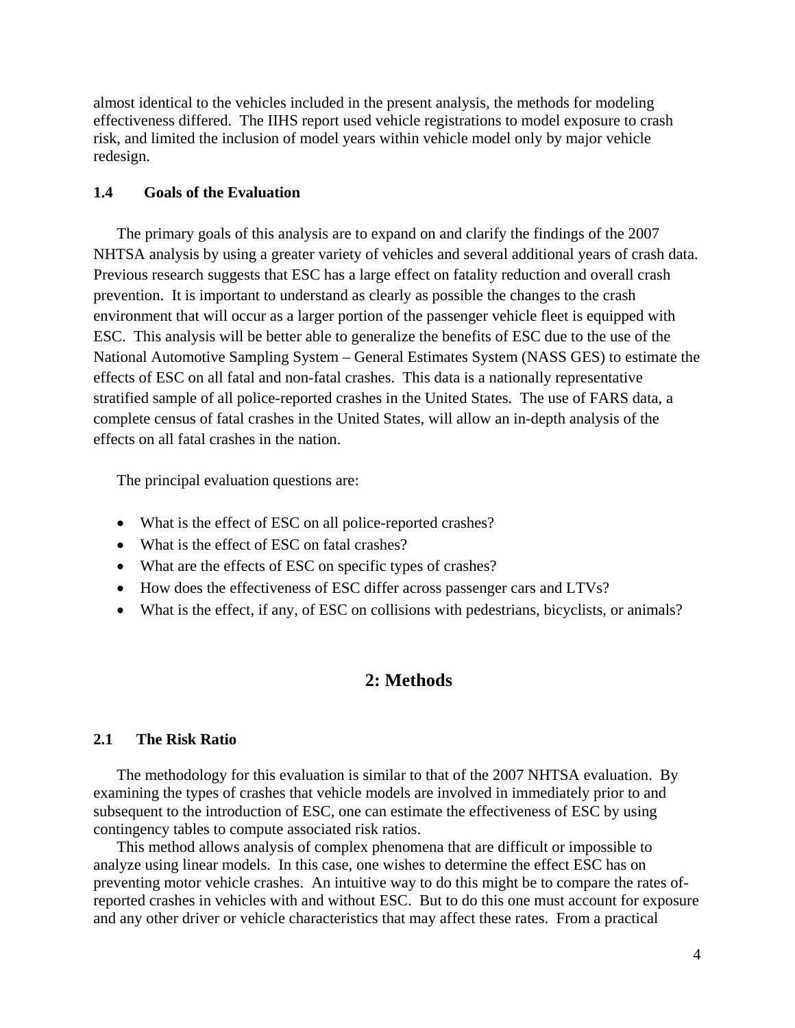almost identical to the vehicles included in the present analysis, the methods for modeling effectiveness differed. The IIHS report used vehicle registrations to model exposure to crash risk, and limited the inclusion of model years within vehicle model only by major vehicle redesign.

### 1.4 Goals of the Evaluation

The primary goals of this analysis are to expand on and clarify the findings of the 2007 NHTSA analysis by using a greater variety of vehicles and several additional years of crash data. Previous research suggests that ESC has a large effect on fatality reduction and overall crash prevention. It is important to understand as clearly as possible the changes to the crash environment that will occur as a larger portion of the passenger vehicle fleet is equipped with ESC. This analysis will be better able to generalize the benefits of ESC due to the use of the National Automotive Sampling System – General Estimates System (NASS GES) to estimate the effects of ESC on all fatal and non-fatal crashes. This data is a nationally representative stratified sample of all police-reported crashes in the United States. The use of FARS data, a complete census of fatal crashes in the United States, will allow an in-depth analysis of the effects on all fatal crashes in the nation.

The principal evaluation questions are:

- What is the effect of ESC on all police-reported crashes?
- What is the effect of ESC on fatal crashes?
- What are the effects of ESC on specific types of crashes?
- How does the effectiveness of ESC differ across passenger cars and LTVs?
- What is the effect, if any, of ESC on collisions with pedestrians, bicyclists, or animals?

## 2: Methods

### 2.1 The Risk Ratio

The methodology for this evaluation is similar to that of the 2007 NHTSA evaluation. By examining the types of crashes that vehicle models are involved in immediately prior to and subsequent to the introduction of ESC, one can estimate the effectiveness of ESC by using contingency tables to compute associated risk ratios.

This method allows analysis of complex phenomena that are difficult or impossible to analyze using linear models. In this case, one wishes to determine the effect ESC has on preventing motor vehicle crashes. An intuitive way to do this might be to compare the rates of-reported crashes in vehicles with and without ESC. But to do this one must account for exposure and any other driver or vehicle characteristics that may affect these rates. From a practical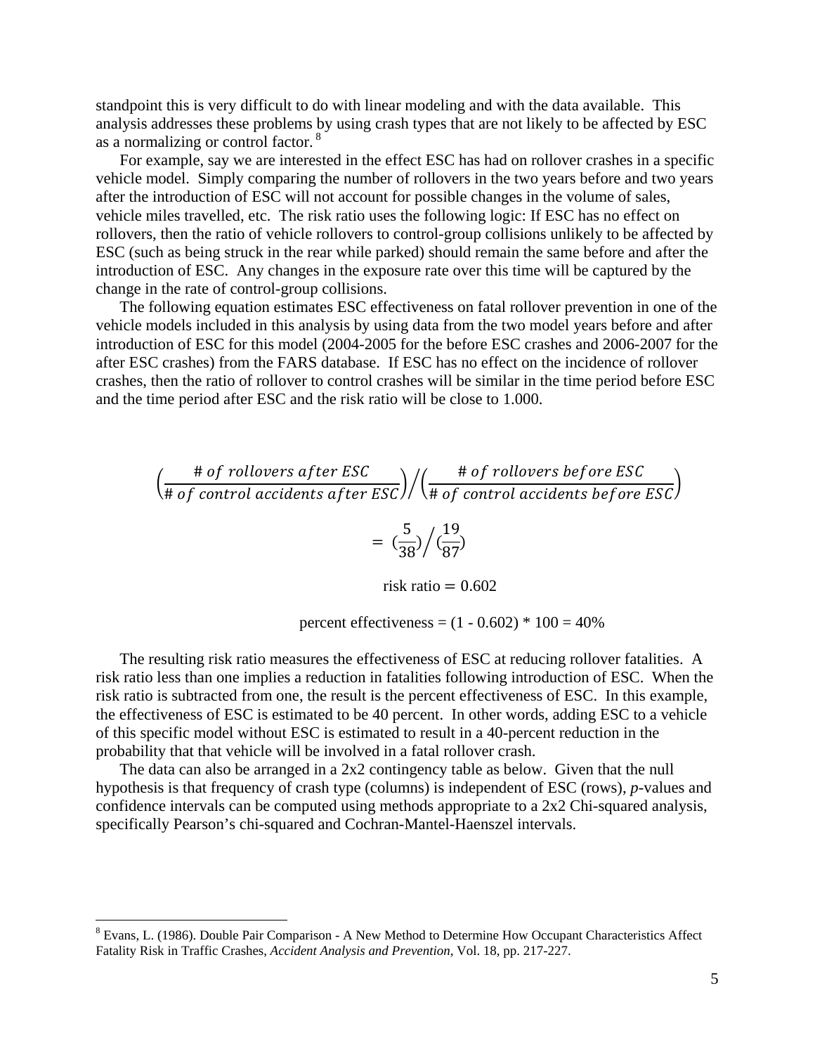standpoint this is very difficult to do with linear modeling and with the data available. This analysis addresses these problems by using crash types that are not likely to be affected by ESC as a normalizing or control factor.[8]

For example, say we are interested in the effect ESC has had on rollover crashes in a specific vehicle model. Simply comparing the number of rollovers in the two years before and two years after the introduction of ESC will not account for possible changes in the volume of sales, vehicle miles travelled, etc. The risk ratio uses the following logic: If ESC has no effect on rollovers, then the ratio of vehicle rollovers to control-group collisions unlikely to be affected by ESC (such as being struck in the rear while parked) should remain the same before and after the introduction of ESC. Any changes in the exposure rate over this time will be captured by the change in the rate of control-group collisions.

The following equation estimates ESC effectiveness on fatal rollover prevention in one of the vehicle models included in this analysis by using data from the two model years before and after introduction of ESC for this model (2004-2005 for the before ESC crashes and 2006-2007 for the after ESC crashes) from the FARS database. If ESC has no effect on the incidence of rollover crashes, then the ratio of rollover to control crashes will be similar in the time period before ESC and the time period after ESC and the risk ratio will be close to 1.000.

$$\left(\frac{\#\ of\ rollovers\ after\ ESC}{\#\ of\ control\ accidents\ after\ ESC}\right)\Big/\left(\frac{\#\ of\ rollovers\ before\ ESC}{\#\ of\ control\ accidents\ before\ ESC}\right)$$

$$= \left(\frac{5}{38}\right)\Big/\left(\frac{19}{87}\right)$$

$$\text{risk ratio} = 0.602$$

$$\text{percent effectiveness} = (1 - 0.602) * 100 = 40\%$$

The resulting risk ratio measures the effectiveness of ESC at reducing rollover fatalities. A risk ratio less than one implies a reduction in fatalities following introduction of ESC. When the risk ratio is subtracted from one, the result is the percent effectiveness of ESC. In this example, the effectiveness of ESC is estimated to be 40 percent. In other words, adding ESC to a vehicle of this specific model without ESC is estimated to result in a 40-percent reduction in the probability that that vehicle will be involved in a fatal rollover crash.

The data can also be arranged in a 2x2 contingency table as below. Given that the null hypothesis is that frequency of crash type (columns) is independent of ESC (rows), *p*-values and confidence intervals can be computed using methods appropriate to a 2x2 Chi-squared analysis, specifically Pearson's chi-squared and Cochran-Mantel-Haenszel intervals.

---

[8] Evans, L. (1986). Double Pair Comparison - A New Method to Determine How Occupant Characteristics Affect Fatality Risk in Traffic Crashes, *Accident Analysis and Prevention*, Vol. 18, pp. 217-227.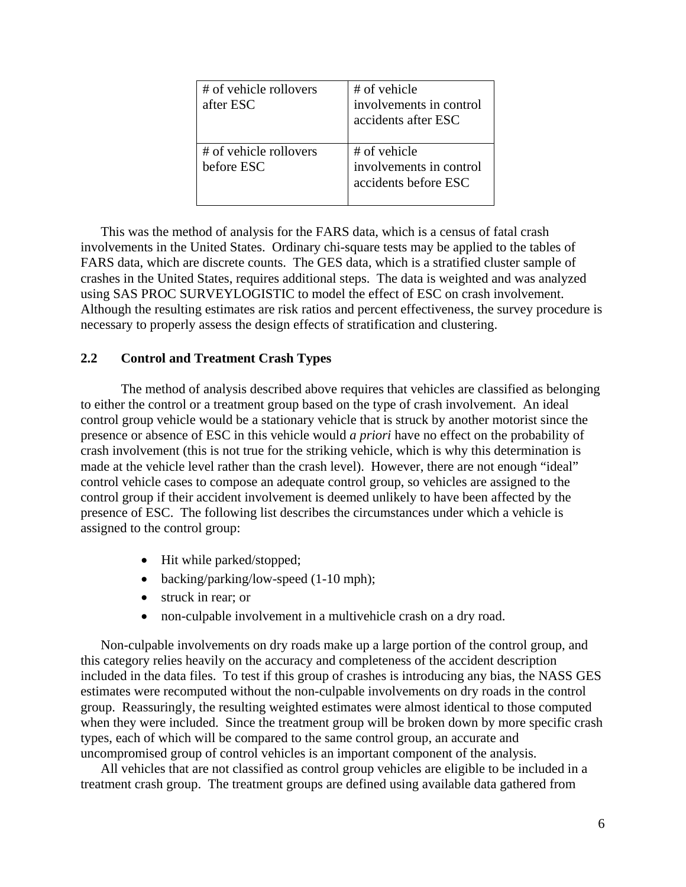| # of vehicle rollovers after ESC | # of vehicle involvements in control accidents after ESC |
| --- | --- |
| # of vehicle rollovers before ESC | # of vehicle involvements in control accidents before ESC |

This was the method of analysis for the FARS data, which is a census of fatal crash involvements in the United States. Ordinary chi-square tests may be applied to the tables of FARS data, which are discrete counts. The GES data, which is a stratified cluster sample of crashes in the United States, requires additional steps. The data is weighted and was analyzed using SAS PROC SURVEYLOGISTIC to model the effect of ESC on crash involvement. Although the resulting estimates are risk ratios and percent effectiveness, the survey procedure is necessary to properly assess the design effects of stratification and clustering.

## 2.2 Control and Treatment Crash Types

The method of analysis described above requires that vehicles are classified as belonging to either the control or a treatment group based on the type of crash involvement. An ideal control group vehicle would be a stationary vehicle that is struck by another motorist since the presence or absence of ESC in this vehicle would *a priori* have no effect on the probability of crash involvement (this is not true for the striking vehicle, which is why this determination is made at the vehicle level rather than the crash level). However, there are not enough "ideal" control vehicle cases to compose an adequate control group, so vehicles are assigned to the control group if their accident involvement is deemed unlikely to have been affected by the presence of ESC. The following list describes the circumstances under which a vehicle is assigned to the control group:

- Hit while parked/stopped;
- backing/parking/low-speed (1-10 mph);
- struck in rear; or
- non-culpable involvement in a multivehicle crash on a dry road.

Non-culpable involvements on dry roads make up a large portion of the control group, and this category relies heavily on the accuracy and completeness of the accident description included in the data files. To test if this group of crashes is introducing any bias, the NASS GES estimates were recomputed without the non-culpable involvements on dry roads in the control group. Reassuringly, the resulting weighted estimates were almost identical to those computed when they were included. Since the treatment group will be broken down by more specific crash types, each of which will be compared to the same control group, an accurate and uncompromised group of control vehicles is an important component of the analysis.

All vehicles that are not classified as control group vehicles are eligible to be included in a treatment crash group. The treatment groups are defined using available data gathered from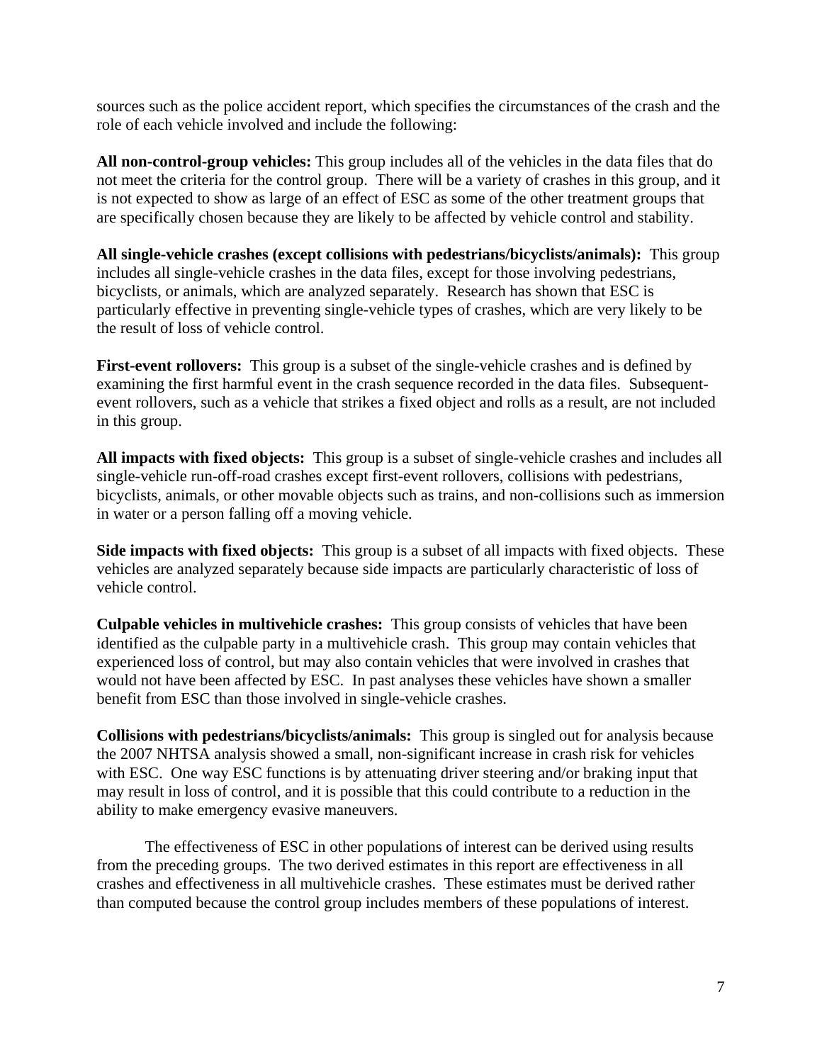sources such as the police accident report, which specifies the circumstances of the crash and the role of each vehicle involved and include the following:

**All non-control-group vehicles:** This group includes all of the vehicles in the data files that do not meet the criteria for the control group. There will be a variety of crashes in this group, and it is not expected to show as large of an effect of ESC as some of the other treatment groups that are specifically chosen because they are likely to be affected by vehicle control and stability.

**All single-vehicle crashes (except collisions with pedestrians/bicyclists/animals):** This group includes all single-vehicle crashes in the data files, except for those involving pedestrians, bicyclists, or animals, which are analyzed separately. Research has shown that ESC is particularly effective in preventing single-vehicle types of crashes, which are very likely to be the result of loss of vehicle control.

**First-event rollovers:** This group is a subset of the single-vehicle crashes and is defined by examining the first harmful event in the crash sequence recorded in the data files. Subsequent-event rollovers, such as a vehicle that strikes a fixed object and rolls as a result, are not included in this group.

**All impacts with fixed objects:** This group is a subset of single-vehicle crashes and includes all single-vehicle run-off-road crashes except first-event rollovers, collisions with pedestrians, bicyclists, animals, or other movable objects such as trains, and non-collisions such as immersion in water or a person falling off a moving vehicle.

**Side impacts with fixed objects:** This group is a subset of all impacts with fixed objects. These vehicles are analyzed separately because side impacts are particularly characteristic of loss of vehicle control.

**Culpable vehicles in multivehicle crashes:** This group consists of vehicles that have been identified as the culpable party in a multivehicle crash. This group may contain vehicles that experienced loss of control, but may also contain vehicles that were involved in crashes that would not have been affected by ESC. In past analyses these vehicles have shown a smaller benefit from ESC than those involved in single-vehicle crashes.

**Collisions with pedestrians/bicyclists/animals:** This group is singled out for analysis because the 2007 NHTSA analysis showed a small, non-significant increase in crash risk for vehicles with ESC. One way ESC functions is by attenuating driver steering and/or braking input that may result in loss of control, and it is possible that this could contribute to a reduction in the ability to make emergency evasive maneuvers.

The effectiveness of ESC in other populations of interest can be derived using results from the preceding groups. The two derived estimates in this report are effectiveness in all crashes and effectiveness in all multivehicle crashes. These estimates must be derived rather than computed because the control group includes members of these populations of interest.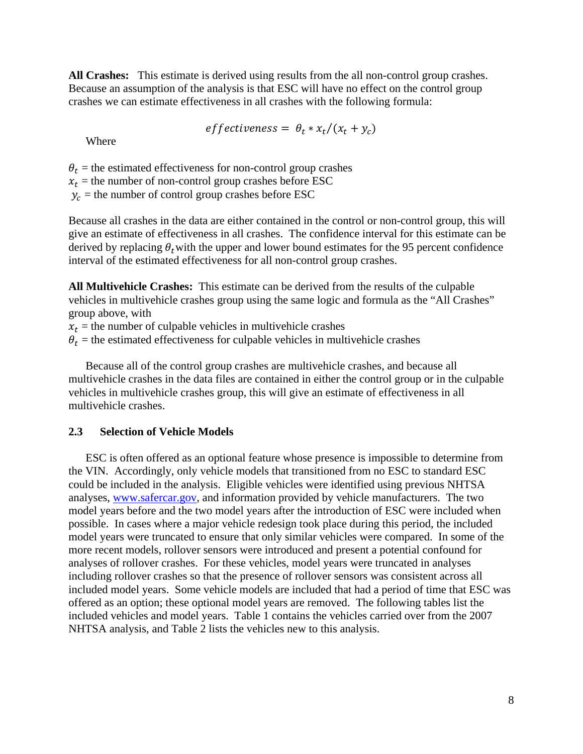**All Crashes:** This estimate is derived using results from the all non-control group crashes. Because an assumption of the analysis is that ESC will have no effect on the control group crashes we can estimate effectiveness in all crashes with the following formula:

$$effectiveness = \theta_t * x_t/(x_t + y_c)$$

Where

$\theta_t$ = the estimated effectiveness for non-control group crashes
$x_t$ = the number of non-control group crashes before ESC
$y_c$ = the number of control group crashes before ESC

Because all crashes in the data are either contained in the control or non-control group, this will give an estimate of effectiveness in all crashes. The confidence interval for this estimate can be derived by replacing $\theta_t$ with the upper and lower bound estimates for the 95 percent confidence interval of the estimated effectiveness for all non-control group crashes.

**All Multivehicle Crashes:** This estimate can be derived from the results of the culpable vehicles in multivehicle crashes group using the same logic and formula as the "All Crashes" group above, with
$x_t$ = the number of culpable vehicles in multivehicle crashes
$\theta_t$ = the estimated effectiveness for culpable vehicles in multivehicle crashes

Because all of the control group crashes are multivehicle crashes, and because all multivehicle crashes in the data files are contained in either the control group or in the culpable vehicles in multivehicle crashes group, this will give an estimate of effectiveness in all multivehicle crashes.

### 2.3 Selection of Vehicle Models

ESC is often offered as an optional feature whose presence is impossible to determine from the VIN. Accordingly, only vehicle models that transitioned from no ESC to standard ESC could be included in the analysis. Eligible vehicles were identified using previous NHTSA analyses, www.safercar.gov, and information provided by vehicle manufacturers. The two model years before and the two model years after the introduction of ESC were included when possible. In cases where a major vehicle redesign took place during this period, the included model years were truncated to ensure that only similar vehicles were compared. In some of the more recent models, rollover sensors were introduced and present a potential confound for analyses of rollover crashes. For these vehicles, model years were truncated in analyses including rollover crashes so that the presence of rollover sensors was consistent across all included model years. Some vehicle models are included that had a period of time that ESC was offered as an option; these optional model years are removed. The following tables list the included vehicles and model years. Table 1 contains the vehicles carried over from the 2007 NHTSA analysis, and Table 2 lists the vehicles new to this analysis.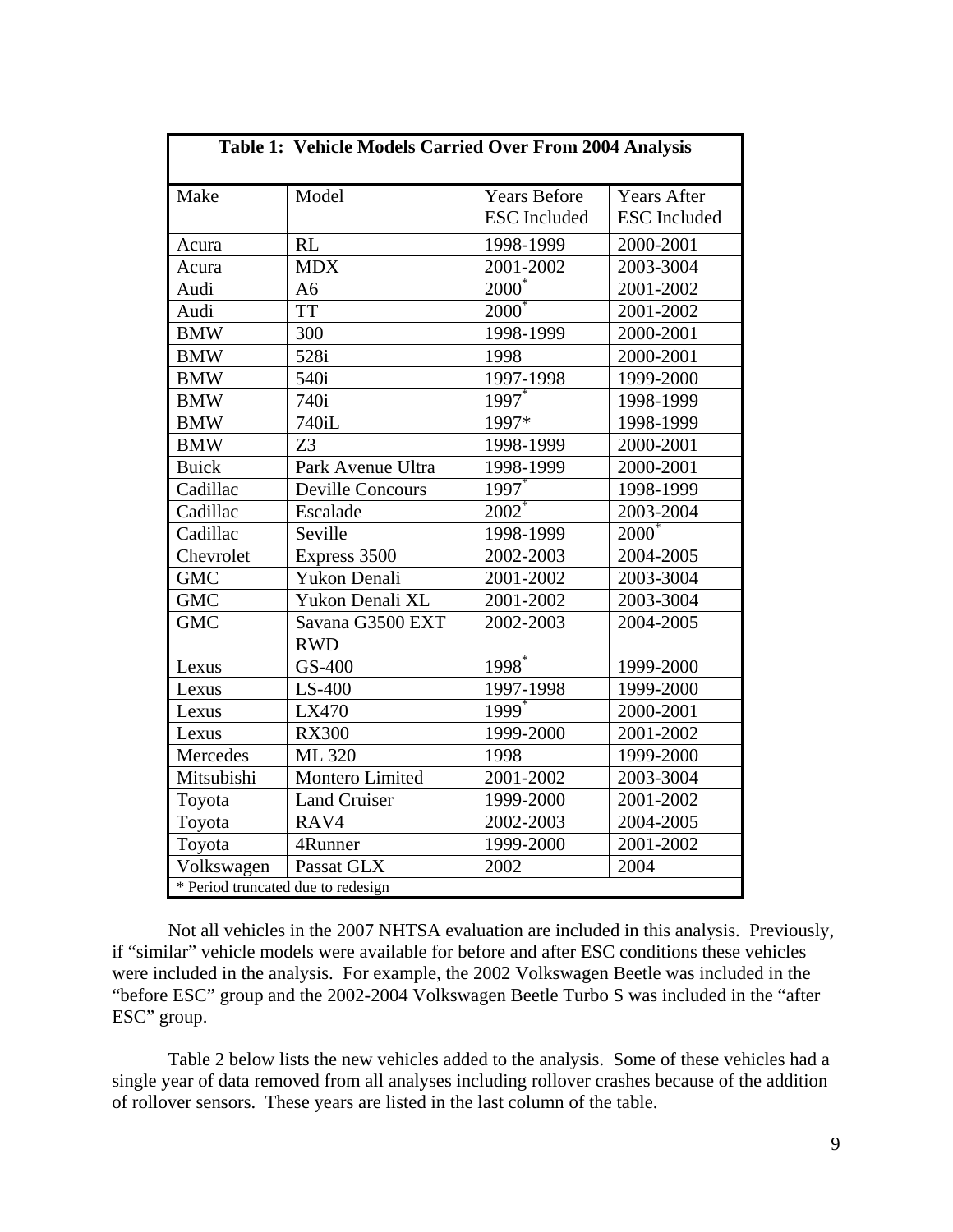| Table 1: Vehicle Models Carried Over From 2004 Analysis | | | |
|---|---|---|---|
| Make | Model | Years Before ESC Included | Years After ESC Included |
| Acura | RL | 1998-1999 | 2000-2001 |
| Acura | MDX | 2001-2002 | 2003-3004 |
| Audi | A6 | 2000* | 2001-2002 |
| Audi | TT | 2000* | 2001-2002 |
| BMW | 300 | 1998-1999 | 2000-2001 |
| BMW | 528i | 1998 | 2000-2001 |
| BMW | 540i | 1997-1998 | 1999-2000 |
| BMW | 740i | 1997* | 1998-1999 |
| BMW | 740iL | 1997* | 1998-1999 |
| BMW | Z3 | 1998-1999 | 2000-2001 |
| Buick | Park Avenue Ultra | 1998-1999 | 2000-2001 |
| Cadillac | Deville Concours | 1997* | 1998-1999 |
| Cadillac | Escalade | 2002* | 2003-2004 |
| Cadillac | Seville | 1998-1999 | 2000* |
| Chevrolet | Express 3500 | 2002-2003 | 2004-2005 |
| GMC | Yukon Denali | 2001-2002 | 2003-3004 |
| GMC | Yukon Denali XL | 2001-2002 | 2003-3004 |
| GMC | Savana G3500 EXT RWD | 2002-2003 | 2004-2005 |
| Lexus | GS-400 | 1998* | 1999-2000 |
| Lexus | LS-400 | 1997-1998 | 1999-2000 |
| Lexus | LX470 | 1999* | 2000-2001 |
| Lexus | RX300 | 1999-2000 | 2001-2002 |
| Mercedes | ML 320 | 1998 | 1999-2000 |
| Mitsubishi | Montero Limited | 2001-2002 | 2003-3004 |
| Toyota | Land Cruiser | 1999-2000 | 2001-2002 |
| Toyota | RAV4 | 2002-2003 | 2004-2005 |
| Toyota | 4Runner | 1999-2000 | 2001-2002 |
| Volkswagen | Passat GLX | 2002 | 2004 |
| * Period truncated due to redesign | | | |

Not all vehicles in the 2007 NHTSA evaluation are included in this analysis. Previously, if "similar" vehicle models were available for before and after ESC conditions these vehicles were included in the analysis. For example, the 2002 Volkswagen Beetle was included in the "before ESC" group and the 2002-2004 Volkswagen Beetle Turbo S was included in the "after ESC" group.

Table 2 below lists the new vehicles added to the analysis. Some of these vehicles had a single year of data removed from all analyses including rollover crashes because of the addition of rollover sensors. These years are listed in the last column of the table.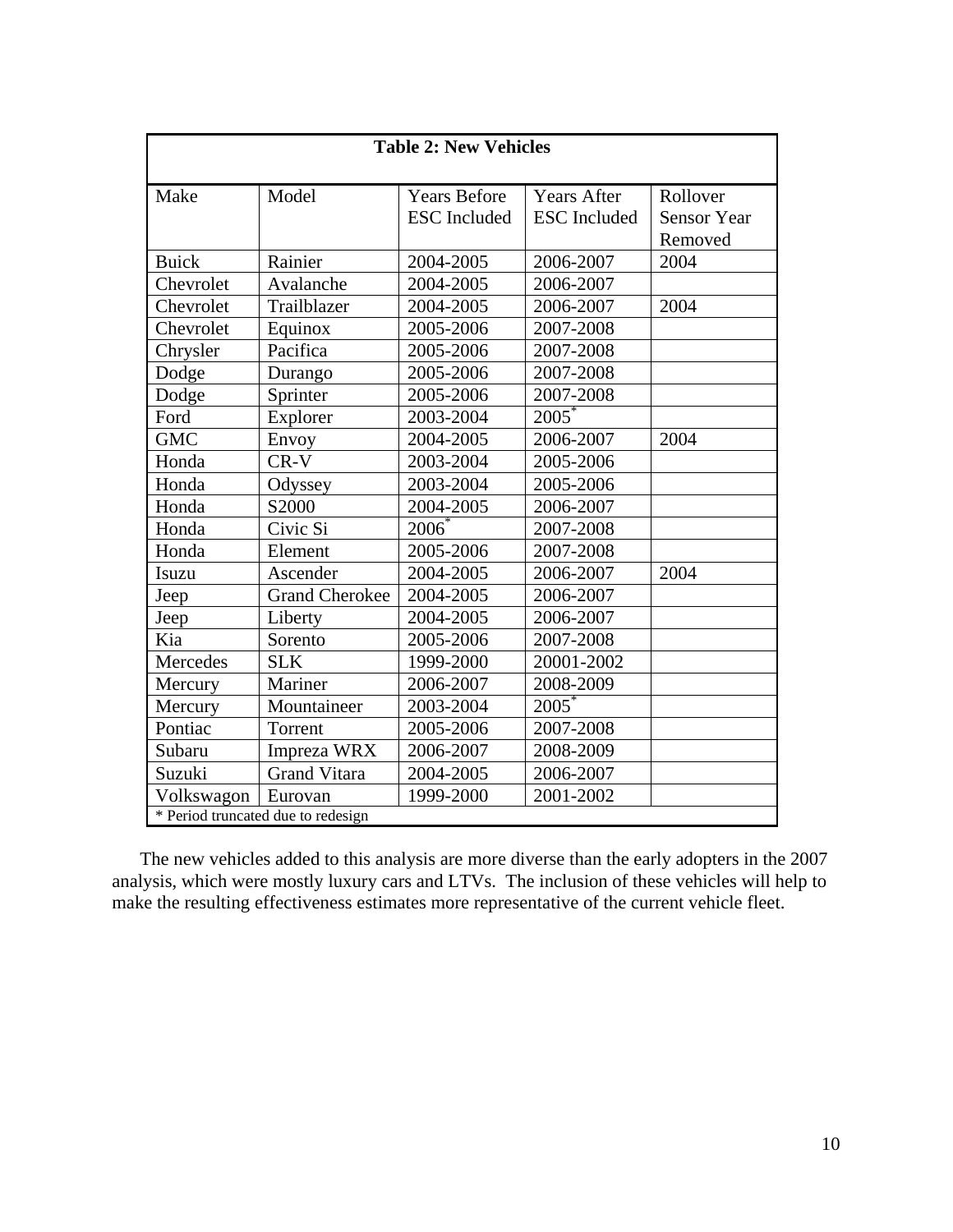| **Table 2: New Vehicles** | | | | |
|---|---|---|---|---|
| Make | Model | Years Before ESC Included | Years After ESC Included | Rollover Sensor Year Removed |
| Buick | Rainier | 2004-2005 | 2006-2007 | 2004 |
| Chevrolet | Avalanche | 2004-2005 | 2006-2007 | |
| Chevrolet | Trailblazer | 2004-2005 | 2006-2007 | 2004 |
| Chevrolet | Equinox | 2005-2006 | 2007-2008 | |
| Chrysler | Pacifica | 2005-2006 | 2007-2008 | |
| Dodge | Durango | 2005-2006 | 2007-2008 | |
| Dodge | Sprinter | 2005-2006 | 2007-2008 | |
| Ford | Explorer | 2003-2004 | 2005* | |
| GMC | Envoy | 2004-2005 | 2006-2007 | 2004 |
| Honda | CR-V | 2003-2004 | 2005-2006 | |
| Honda | Odyssey | 2003-2004 | 2005-2006 | |
| Honda | S2000 | 2004-2005 | 2006-2007 | |
| Honda | Civic Si | 2006* | 2007-2008 | |
| Honda | Element | 2005-2006 | 2007-2008 | |
| Isuzu | Ascender | 2004-2005 | 2006-2007 | 2004 |
| Jeep | Grand Cherokee | 2004-2005 | 2006-2007 | |
| Jeep | Liberty | 2004-2005 | 2006-2007 | |
| Kia | Sorento | 2005-2006 | 2007-2008 | |
| Mercedes | SLK | 1999-2000 | 20001-2002 | |
| Mercury | Mariner | 2006-2007 | 2008-2009 | |
| Mercury | Mountaineer | 2003-2004 | 2005* | |
| Pontiac | Torrent | 2005-2006 | 2007-2008 | |
| Subaru | Impreza WRX | 2006-2007 | 2008-2009 | |
| Suzuki | Grand Vitara | 2004-2005 | 2006-2007 | |
| Volkswagon | Eurovan | 1999-2000 | 2001-2002 | |

\* Period truncated due to redesign

The new vehicles added to this analysis are more diverse than the early adopters in the 2007 analysis, which were mostly luxury cars and LTVs. The inclusion of these vehicles will help to make the resulting effectiveness estimates more representative of the current vehicle fleet.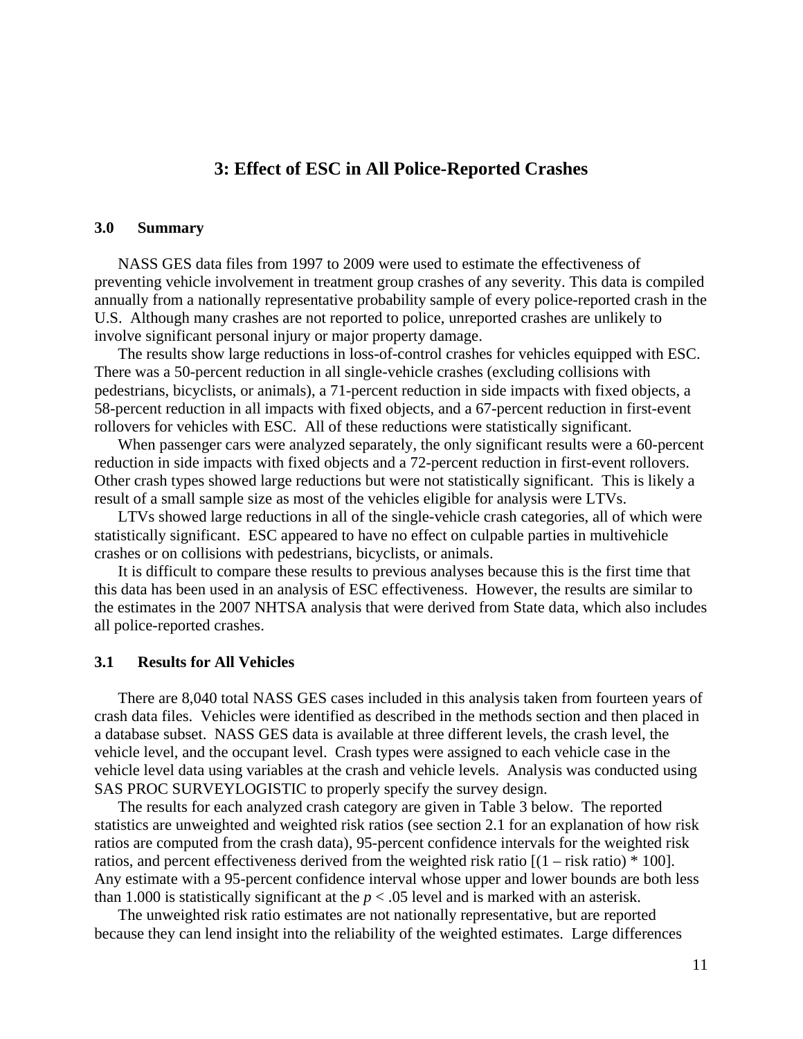# 3: Effect of ESC in All Police-Reported Crashes

### 3.0 Summary

NASS GES data files from 1997 to 2009 were used to estimate the effectiveness of preventing vehicle involvement in treatment group crashes of any severity. This data is compiled annually from a nationally representative probability sample of every police-reported crash in the U.S. Although many crashes are not reported to police, unreported crashes are unlikely to involve significant personal injury or major property damage.

The results show large reductions in loss-of-control crashes for vehicles equipped with ESC. There was a 50-percent reduction in all single-vehicle crashes (excluding collisions with pedestrians, bicyclists, or animals), a 71-percent reduction in side impacts with fixed objects, a 58-percent reduction in all impacts with fixed objects, and a 67-percent reduction in first-event rollovers for vehicles with ESC. All of these reductions were statistically significant.

When passenger cars were analyzed separately, the only significant results were a 60-percent reduction in side impacts with fixed objects and a 72-percent reduction in first-event rollovers. Other crash types showed large reductions but were not statistically significant. This is likely a result of a small sample size as most of the vehicles eligible for analysis were LTVs.

LTVs showed large reductions in all of the single-vehicle crash categories, all of which were statistically significant. ESC appeared to have no effect on culpable parties in multivehicle crashes or on collisions with pedestrians, bicyclists, or animals.

It is difficult to compare these results to previous analyses because this is the first time that this data has been used in an analysis of ESC effectiveness. However, the results are similar to the estimates in the 2007 NHTSA analysis that were derived from State data, which also includes all police-reported crashes.

### 3.1 Results for All Vehicles

There are 8,040 total NASS GES cases included in this analysis taken from fourteen years of crash data files. Vehicles were identified as described in the methods section and then placed in a database subset. NASS GES data is available at three different levels, the crash level, the vehicle level, and the occupant level. Crash types were assigned to each vehicle case in the vehicle level data using variables at the crash and vehicle levels. Analysis was conducted using SAS PROC SURVEYLOGISTIC to properly specify the survey design.

The results for each analyzed crash category are given in Table 3 below. The reported statistics are unweighted and weighted risk ratios (see section 2.1 for an explanation of how risk ratios are computed from the crash data), 95-percent confidence intervals for the weighted risk ratios, and percent effectiveness derived from the weighted risk ratio [(1 – risk ratio) * 100]. Any estimate with a 95-percent confidence interval whose upper and lower bounds are both less than 1.000 is statistically significant at the $p < .05$ level and is marked with an asterisk.

The unweighted risk ratio estimates are not nationally representative, but are reported because they can lend insight into the reliability of the weighted estimates. Large differences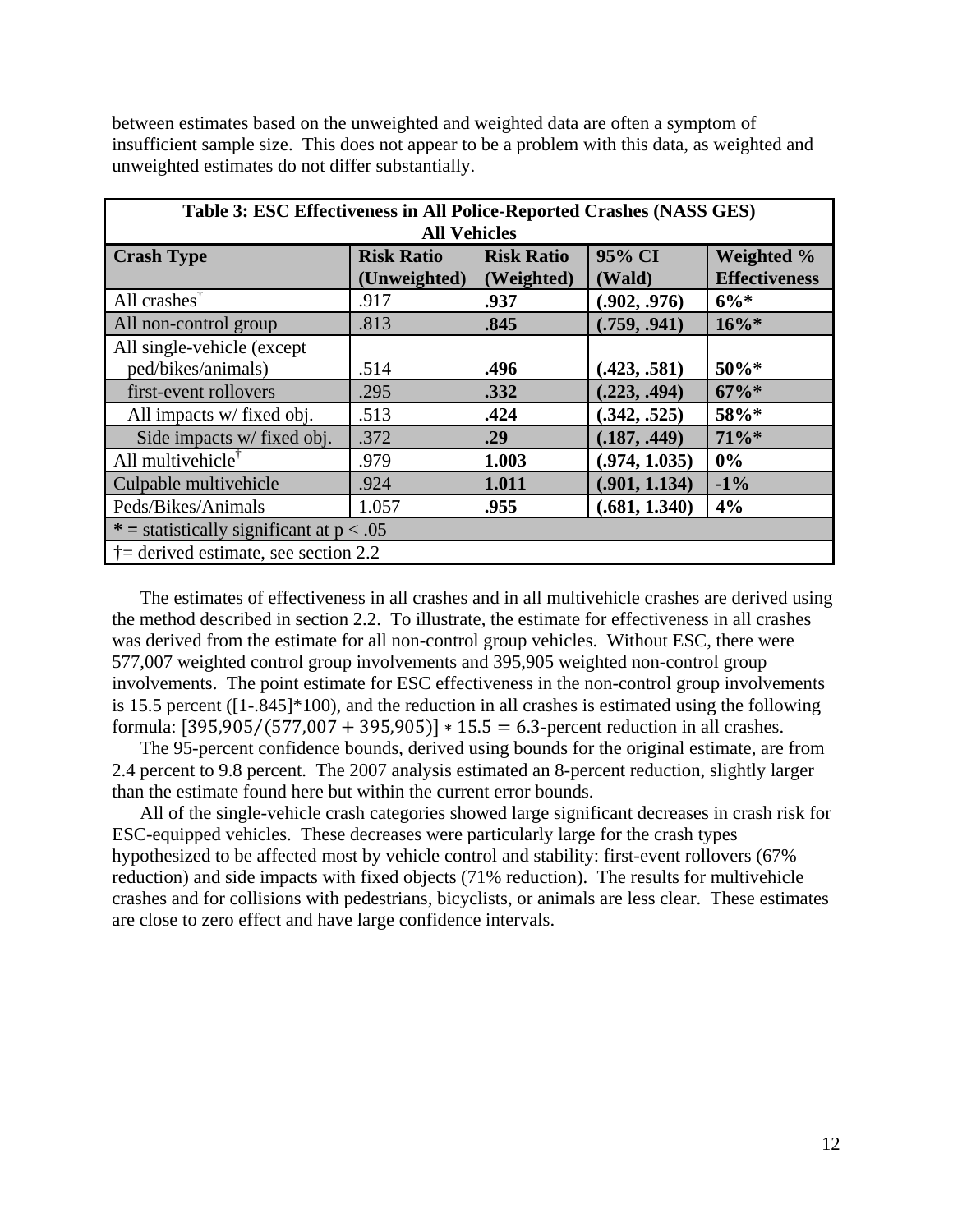between estimates based on the unweighted and weighted data are often a symptom of insufficient sample size. This does not appear to be a problem with this data, as weighted and unweighted estimates do not differ substantially.

| **Table 3: ESC Effectiveness in All Police-Reported Crashes (NASS GES) All Vehicles** | | | | |
|---|---|---|---|---|
| **Crash Type** | **Risk Ratio (Unweighted)** | **Risk Ratio (Weighted)** | **95% CI (Wald)** | **Weighted % Effectiveness** |
| All crashes† | .917 | **.937** | **(.902, .976)** | **6%*** |
| All non-control group | .813 | **.845** | **(.759, .941)** | **16%*** |
| All single-vehicle (except ped/bikes/animals) | .514 | **.496** | **(.423, .581)** | **50%*** |
| first-event rollovers | .295 | **.332** | **(.223, .494)** | **67%*** |
| All impacts w/ fixed obj. | .513 | **.424** | **(.342, .525)** | **58%*** |
| Side impacts w/ fixed obj. | .372 | **.29** | **(.187, .449)** | **71%*** |
| All multivehicle† | .979 | **1.003** | **(.974, 1.035)** | **0%** |
| Culpable multivehicle | .924 | **1.011** | **(.901, 1.134)** | **-1%** |
| Peds/Bikes/Animals | 1.057 | **.955** | **(.681, 1.340)** | **4%** |
| **\* =** statistically significant at $p < .05$ | | | | |
| †= derived estimate, see section 2.2 | | | | |

The estimates of effectiveness in all crashes and in all multivehicle crashes are derived using the method described in section 2.2. To illustrate, the estimate for effectiveness in all crashes was derived from the estimate for all non-control group vehicles. Without ESC, there were 577,007 weighted control group involvements and 395,905 weighted non-control group involvements. The point estimate for ESC effectiveness in the non-control group involvements is 15.5 percent ([1-.845]*100), and the reduction in all crashes is estimated using the following formula: $[395{,}905/(577{,}007 + 395{,}905)] * 15.5 = 6.3$-percent reduction in all crashes.

The 95-percent confidence bounds, derived using bounds for the original estimate, are from 2.4 percent to 9.8 percent. The 2007 analysis estimated an 8-percent reduction, slightly larger than the estimate found here but within the current error bounds.

All of the single-vehicle crash categories showed large significant decreases in crash risk for ESC-equipped vehicles. These decreases were particularly large for the crash types hypothesized to be affected most by vehicle control and stability: first-event rollovers (67% reduction) and side impacts with fixed objects (71% reduction). The results for multivehicle crashes and for collisions with pedestrians, bicyclists, or animals are less clear. These estimates are close to zero effect and have large confidence intervals.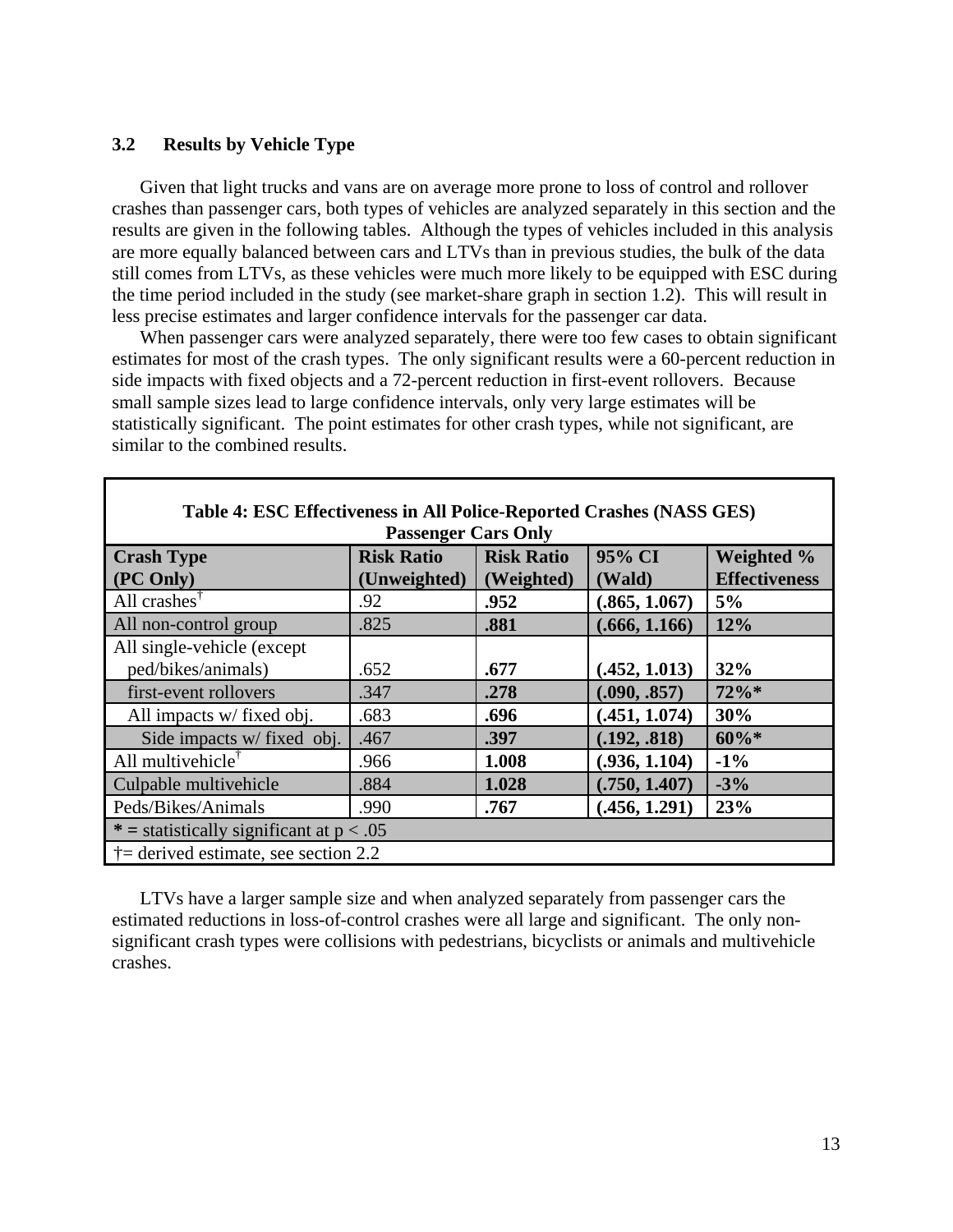### 3.2 Results by Vehicle Type

Given that light trucks and vans are on average more prone to loss of control and rollover crashes than passenger cars, both types of vehicles are analyzed separately in this section and the results are given in the following tables. Although the types of vehicles included in this analysis are more equally balanced between cars and LTVs than in previous studies, the bulk of the data still comes from LTVs, as these vehicles were much more likely to be equipped with ESC during the time period included in the study (see market-share graph in section 1.2). This will result in less precise estimates and larger confidence intervals for the passenger car data.

When passenger cars were analyzed separately, there were too few cases to obtain significant estimates for most of the crash types. The only significant results were a 60-percent reduction in side impacts with fixed objects and a 72-percent reduction in first-event rollovers. Because small sample sizes lead to large confidence intervals, only very large estimates will be statistically significant. The point estimates for other crash types, while not significant, are similar to the combined results.

**Table 4: ESC Effectiveness in All Police-Reported Crashes (NASS GES) Passenger Cars Only**

| Crash Type (PC Only) | Risk Ratio (Unweighted) | Risk Ratio (Weighted) | 95% CI (Wald) | Weighted % Effectiveness |
|---|---|---|---|---|
| All crashes† | .92 | **.952** | **(.865, 1.067)** | **5%** |
| All non-control group | .825 | **.881** | **(.666, 1.166)** | **12%** |
| All single-vehicle (except ped/bikes/animals) | .652 | **.677** | **(.452, 1.013)** | **32%** |
| first-event rollovers | .347 | **.278** | **(.090, .857)** | **72%*** |
| All impacts w/ fixed obj. | .683 | **.696** | **(.451, 1.074)** | **30%** |
| Side impacts w/ fixed obj. | .467 | **.397** | **(.192, .818)** | **60%*** |
| All multivehicle† | .966 | **1.008** | **(.936, 1.104)** | **-1%** |
| Culpable multivehicle | .884 | **1.028** | **(.750, 1.407)** | **-3%** |
| Peds/Bikes/Animals | .990 | **.767** | **(.456, 1.291)** | **23%** |

**\* =** statistically significant at $p < .05$

†= derived estimate, see section 2.2

LTVs have a larger sample size and when analyzed separately from passenger cars the estimated reductions in loss-of-control crashes were all large and significant. The only non-significant crash types were collisions with pedestrians, bicyclists or animals and multivehicle crashes.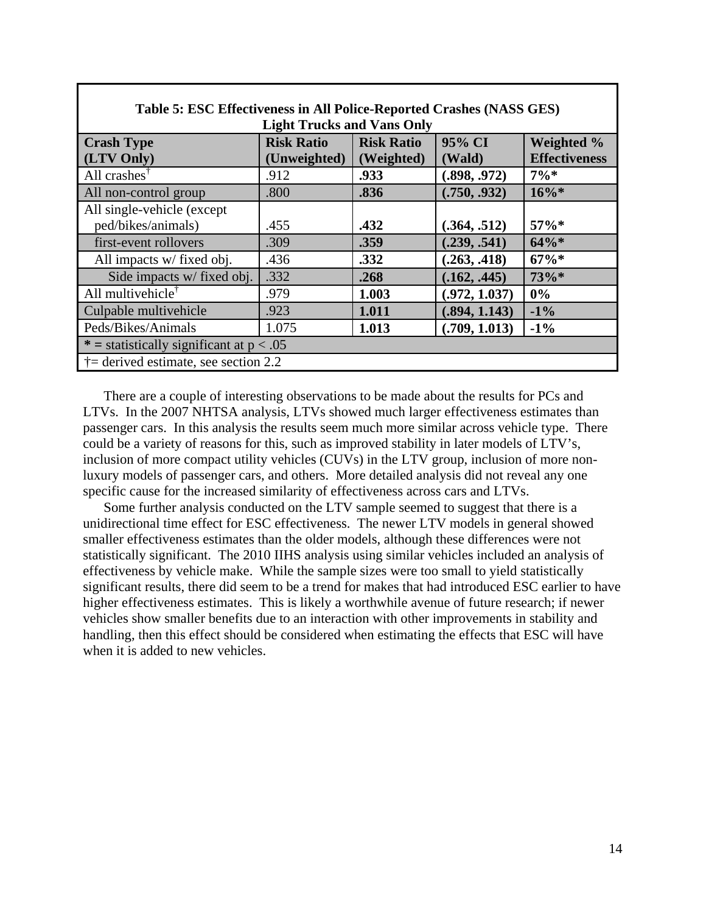| Table 5: ESC Effectiveness in All Police-Reported Crashes (NASS GES) Light Trucks and Vans Only | | | | |
|---|---|---|---|---|
| **Crash Type (LTV Only)** | **Risk Ratio (Unweighted)** | **Risk Ratio (Weighted)** | **95% CI (Wald)** | **Weighted % Effectiveness** |
| All crashes† | .912 | **.933** | **(.898, .972)** | **7%*** |
| All non-control group | .800 | **.836** | **(.750, .932)** | **16%*** |
| All single-vehicle (except ped/bikes/animals) | .455 | **.432** | **(.364, .512)** | **57%*** |
| first-event rollovers | .309 | **.359** | **(.239, .541)** | **64%*** |
| All impacts w/ fixed obj. | .436 | **.332** | **(.263, .418)** | **67%*** |
| Side impacts w/ fixed obj. | .332 | **.268** | **(.162, .445)** | **73%*** |
| All multivehicle† | .979 | **1.003** | **(.972, 1.037)** | **0%** |
| Culpable multivehicle | .923 | **1.011** | **(.894, 1.143)** | **-1%** |
| Peds/Bikes/Animals | 1.075 | **1.013** | **(.709, 1.013)** | **-1%** |
| **\*** = statistically significant at $p < .05$ | | | | |
| †= derived estimate, see section 2.2 | | | | |

There are a couple of interesting observations to be made about the results for PCs and LTVs. In the 2007 NHTSA analysis, LTVs showed much larger effectiveness estimates than passenger cars. In this analysis the results seem much more similar across vehicle type. There could be a variety of reasons for this, such as improved stability in later models of LTV's, inclusion of more compact utility vehicles (CUVs) in the LTV group, inclusion of more non-luxury models of passenger cars, and others. More detailed analysis did not reveal any one specific cause for the increased similarity of effectiveness across cars and LTVs.

Some further analysis conducted on the LTV sample seemed to suggest that there is a unidirectional time effect for ESC effectiveness. The newer LTV models in general showed smaller effectiveness estimates than the older models, although these differences were not statistically significant. The 2010 IIHS analysis using similar vehicles included an analysis of effectiveness by vehicle make. While the sample sizes were too small to yield statistically significant results, there did seem to be a trend for makes that had introduced ESC earlier to have higher effectiveness estimates. This is likely a worthwhile avenue of future research; if newer vehicles show smaller benefits due to an interaction with other improvements in stability and handling, then this effect should be considered when estimating the effects that ESC will have when it is added to new vehicles.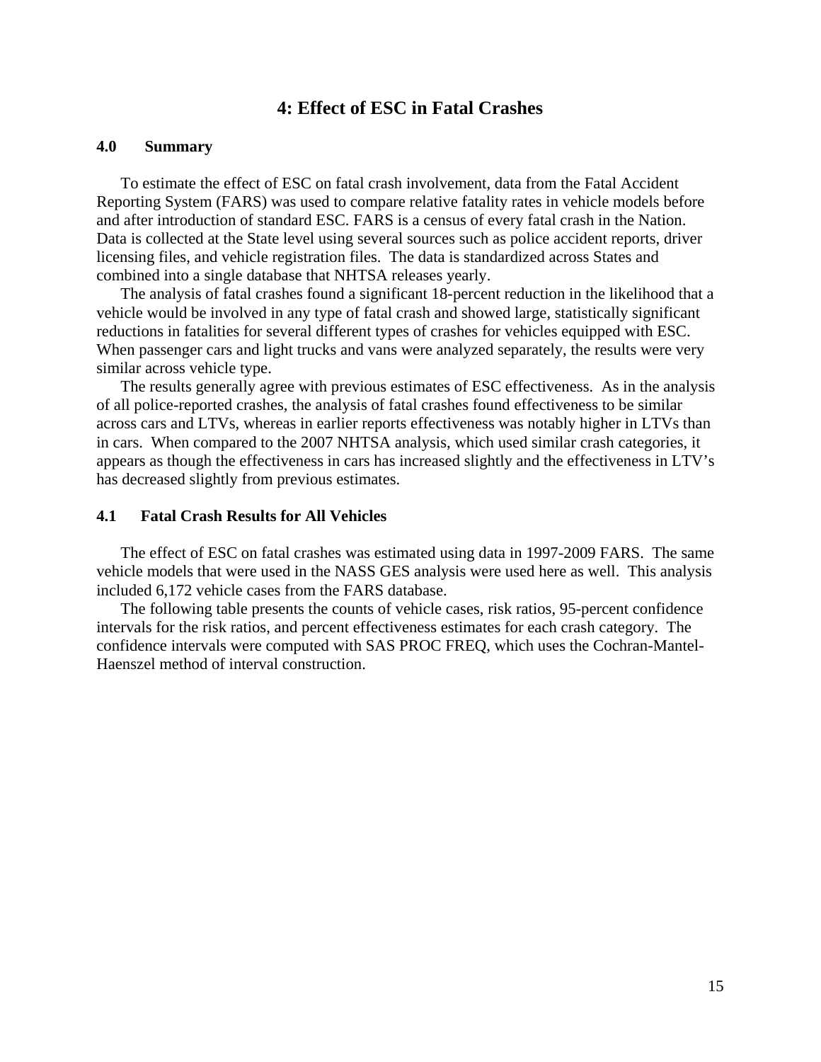# 4: Effect of ESC in Fatal Crashes

## 4.0 Summary

To estimate the effect of ESC on fatal crash involvement, data from the Fatal Accident Reporting System (FARS) was used to compare relative fatality rates in vehicle models before and after introduction of standard ESC. FARS is a census of every fatal crash in the Nation. Data is collected at the State level using several sources such as police accident reports, driver licensing files, and vehicle registration files. The data is standardized across States and combined into a single database that NHTSA releases yearly.

The analysis of fatal crashes found a significant 18-percent reduction in the likelihood that a vehicle would be involved in any type of fatal crash and showed large, statistically significant reductions in fatalities for several different types of crashes for vehicles equipped with ESC. When passenger cars and light trucks and vans were analyzed separately, the results were very similar across vehicle type.

The results generally agree with previous estimates of ESC effectiveness. As in the analysis of all police-reported crashes, the analysis of fatal crashes found effectiveness to be similar across cars and LTVs, whereas in earlier reports effectiveness was notably higher in LTVs than in cars. When compared to the 2007 NHTSA analysis, which used similar crash categories, it appears as though the effectiveness in cars has increased slightly and the effectiveness in LTV's has decreased slightly from previous estimates.

## 4.1 Fatal Crash Results for All Vehicles

The effect of ESC on fatal crashes was estimated using data in 1997-2009 FARS. The same vehicle models that were used in the NASS GES analysis were used here as well. This analysis included 6,172 vehicle cases from the FARS database.

The following table presents the counts of vehicle cases, risk ratios, 95-percent confidence intervals for the risk ratios, and percent effectiveness estimates for each crash category. The confidence intervals were computed with SAS PROC FREQ, which uses the Cochran-Mantel-Haenszel method of interval construction.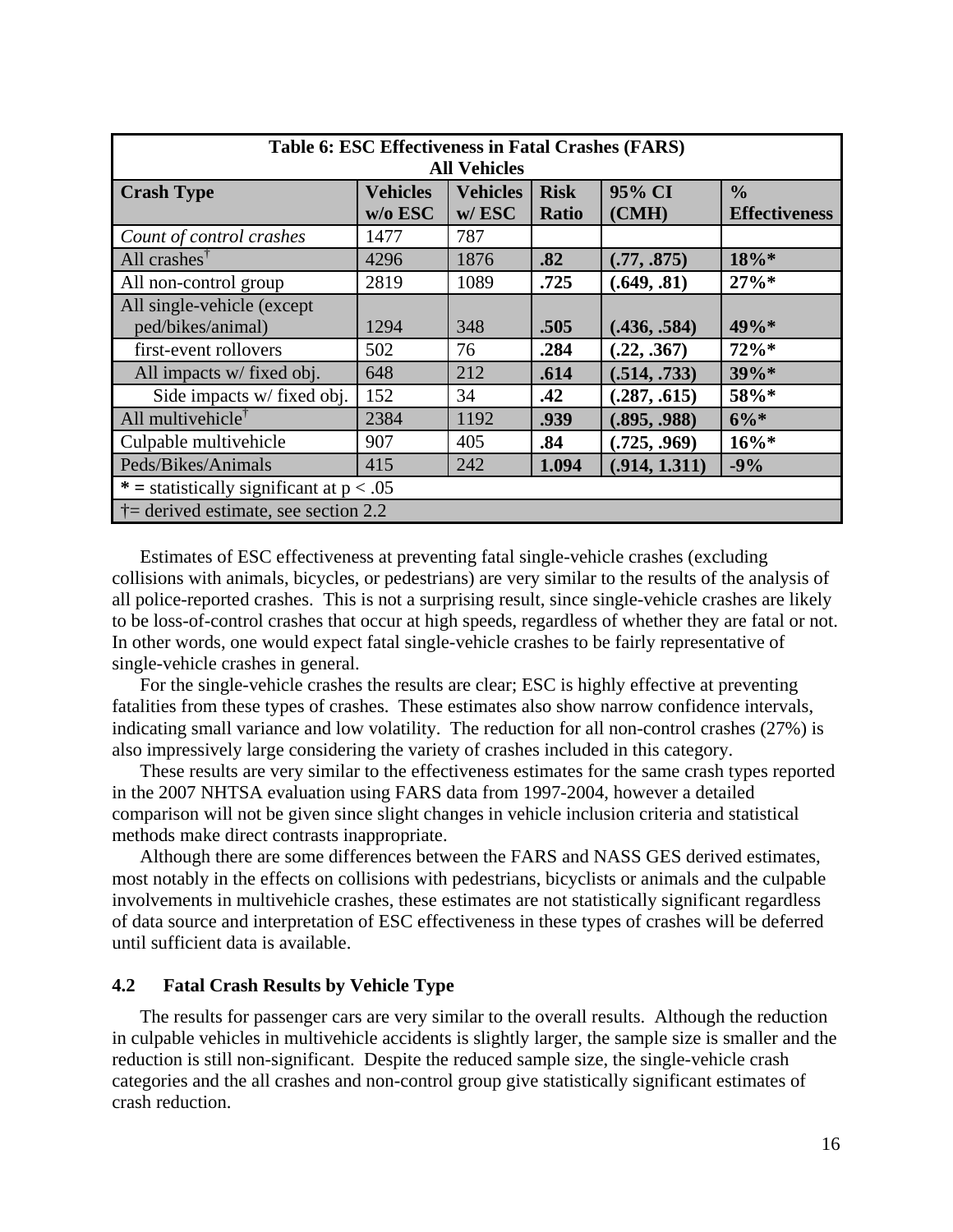| Table 6: ESC Effectiveness in Fatal Crashes (FARS) All Vehicles | | | | | |
|---|---|---|---|---|---|
| **Crash Type** | **Vehicles w/o ESC** | **Vehicles w/ ESC** | **Risk Ratio** | **95% CI (CMH)** | **% Effectiveness** |
| *Count of control crashes* | 1477 | 787 | | | |
| All crashes† | 4296 | 1876 | **.82** | **(.77, .875)** | **18%*** |
| All non-control group | 2819 | 1089 | **.725** | **(.649, .81)** | **27%*** |
| All single-vehicle (except ped/bikes/animal) | 1294 | 348 | **.505** | **(.436, .584)** | **49%*** |
| first-event rollovers | 502 | 76 | **.284** | **(.22, .367)** | **72%*** |
| All impacts w/ fixed obj. | 648 | 212 | **.614** | **(.514, .733)** | **39%*** |
| Side impacts w/ fixed obj. | 152 | 34 | **.42** | **(.287, .615)** | **58%*** |
| All multivehicle† | 2384 | 1192 | **.939** | **(.895, .988)** | **6%*** |
| Culpable multivehicle | 907 | 405 | **.84** | **(.725, .969)** | **16%*** |
| Peds/Bikes/Animals | 415 | 242 | **1.094** | **(.914, 1.311)** | **-9%** |
| **\*** = statistically significant at $p < .05$ | | | | | |
| †= derived estimate, see section 2.2 | | | | | |

Estimates of ESC effectiveness at preventing fatal single-vehicle crashes (excluding collisions with animals, bicycles, or pedestrians) are very similar to the results of the analysis of all police-reported crashes. This is not a surprising result, since single-vehicle crashes are likely to be loss-of-control crashes that occur at high speeds, regardless of whether they are fatal or not. In other words, one would expect fatal single-vehicle crashes to be fairly representative of single-vehicle crashes in general.

For the single-vehicle crashes the results are clear; ESC is highly effective at preventing fatalities from these types of crashes. These estimates also show narrow confidence intervals, indicating small variance and low volatility. The reduction for all non-control crashes (27%) is also impressively large considering the variety of crashes included in this category.

These results are very similar to the effectiveness estimates for the same crash types reported in the 2007 NHTSA evaluation using FARS data from 1997-2004, however a detailed comparison will not be given since slight changes in vehicle inclusion criteria and statistical methods make direct contrasts inappropriate.

Although there are some differences between the FARS and NASS GES derived estimates, most notably in the effects on collisions with pedestrians, bicyclists or animals and the culpable involvements in multivehicle crashes, these estimates are not statistically significant regardless of data source and interpretation of ESC effectiveness in these types of crashes will be deferred until sufficient data is available.

### 4.2 Fatal Crash Results by Vehicle Type

The results for passenger cars are very similar to the overall results. Although the reduction in culpable vehicles in multivehicle accidents is slightly larger, the sample size is smaller and the reduction is still non-significant. Despite the reduced sample size, the single-vehicle crash categories and the all crashes and non-control group give statistically significant estimates of crash reduction.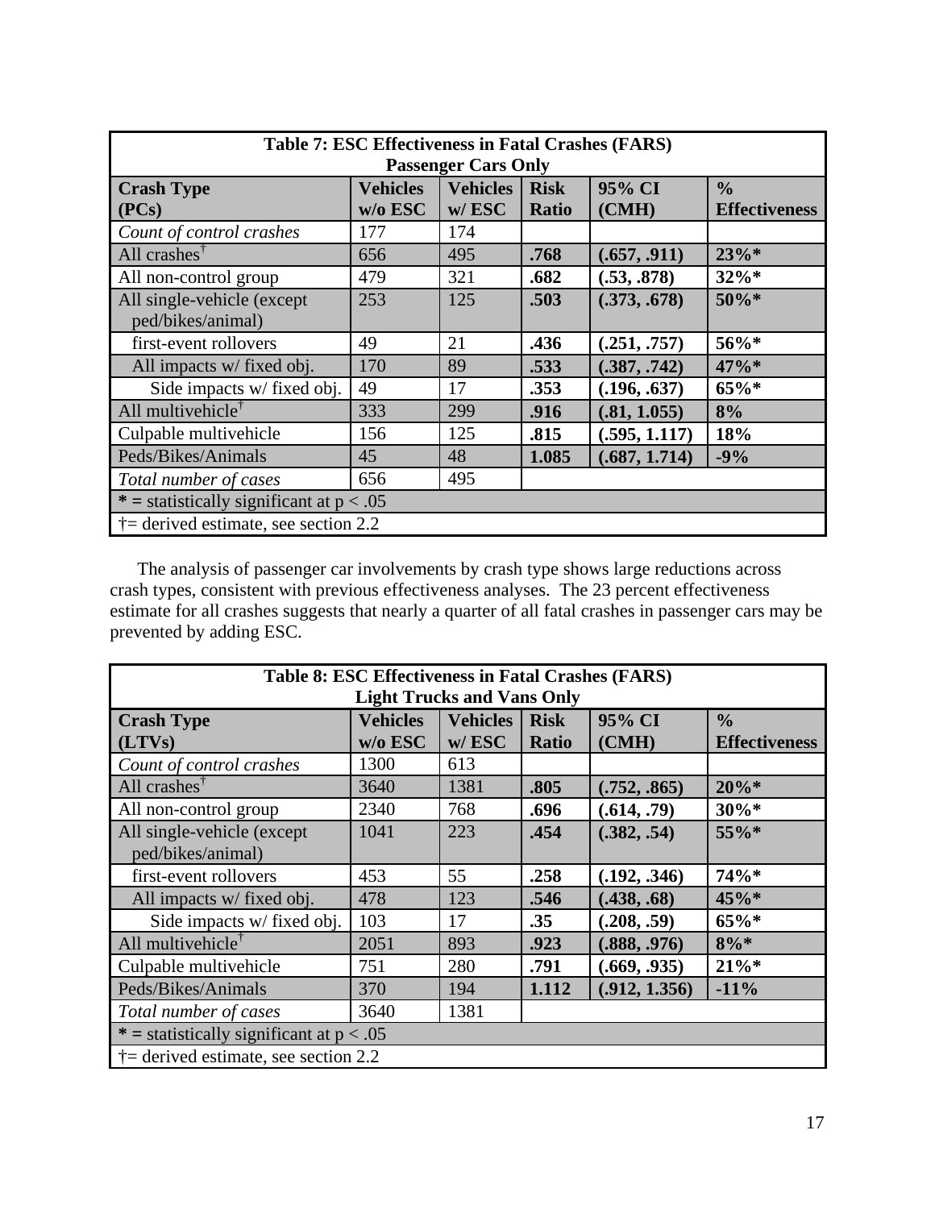| Table 7: ESC Effectiveness in Fatal Crashes (FARS) Passenger Cars Only | | | | | |
|---|---|---|---|---|---|
| **Crash Type (PCs)** | **Vehicles w/o ESC** | **Vehicles w/ ESC** | **Risk Ratio** | **95% CI (CMH)** | **% Effectiveness** |
| *Count of control crashes* | 177 | 174 | | | |
| All crashes† | 656 | 495 | **.768** | **(.657, .911)** | **23%*** |
| All non-control group | 479 | 321 | **.682** | **(.53, .878)** | **32%*** |
| All single-vehicle (except ped/bikes/animal) | 253 | 125 | **.503** | **(.373, .678)** | **50%*** |
| first-event rollovers | 49 | 21 | **.436** | **(.251, .757)** | **56%*** |
| All impacts w/ fixed obj. | 170 | 89 | **.533** | **(.387, .742)** | **47%*** |
| Side impacts w/ fixed obj. | 49 | 17 | **.353** | **(.196, .637)** | **65%*** |
| All multivehicle† | 333 | 299 | **.916** | **(.81, 1.055)** | **8%** |
| Culpable multivehicle | 156 | 125 | **.815** | **(.595, 1.117)** | **18%** |
| Peds/Bikes/Animals | 45 | 48 | **1.085** | **(.687, 1.714)** | **-9%** |
| *Total number of cases* | 656 | 495 | | | |
| * = statistically significant at $p < .05$ | | | | | |
| †= derived estimate, see section 2.2 | | | | | |

The analysis of passenger car involvements by crash type shows large reductions across crash types, consistent with previous effectiveness analyses. The 23 percent effectiveness estimate for all crashes suggests that nearly a quarter of all fatal crashes in passenger cars may be prevented by adding ESC.

| Table 8: ESC Effectiveness in Fatal Crashes (FARS) Light Trucks and Vans Only | | | | | |
|---|---|---|---|---|---|
| **Crash Type (LTVs)** | **Vehicles w/o ESC** | **Vehicles w/ ESC** | **Risk Ratio** | **95% CI (CMH)** | **% Effectiveness** |
| *Count of control crashes* | 1300 | 613 | | | |
| All crashes† | 3640 | 1381 | **.805** | **(.752, .865)** | **20%*** |
| All non-control group | 2340 | 768 | **.696** | **(.614, .79)** | **30%*** |
| All single-vehicle (except ped/bikes/animal) | 1041 | 223 | **.454** | **(.382, .54)** | **55%*** |
| first-event rollovers | 453 | 55 | **.258** | **(.192, .346)** | **74%*** |
| All impacts w/ fixed obj. | 478 | 123 | **.546** | **(.438, .68)** | **45%*** |
| Side impacts w/ fixed obj. | 103 | 17 | **.35** | **(.208, .59)** | **65%*** |
| All multivehicle† | 2051 | 893 | **.923** | **(.888, .976)** | **8%*** |
| Culpable multivehicle | 751 | 280 | **.791** | **(.669, .935)** | **21%*** |
| Peds/Bikes/Animals | 370 | 194 | **1.112** | **(.912, 1.356)** | **-11%** |
| *Total number of cases* | 3640 | 1381 | | | |
| * = statistically significant at $p < .05$ | | | | | |
| †= derived estimate, see section 2.2 | | | | | |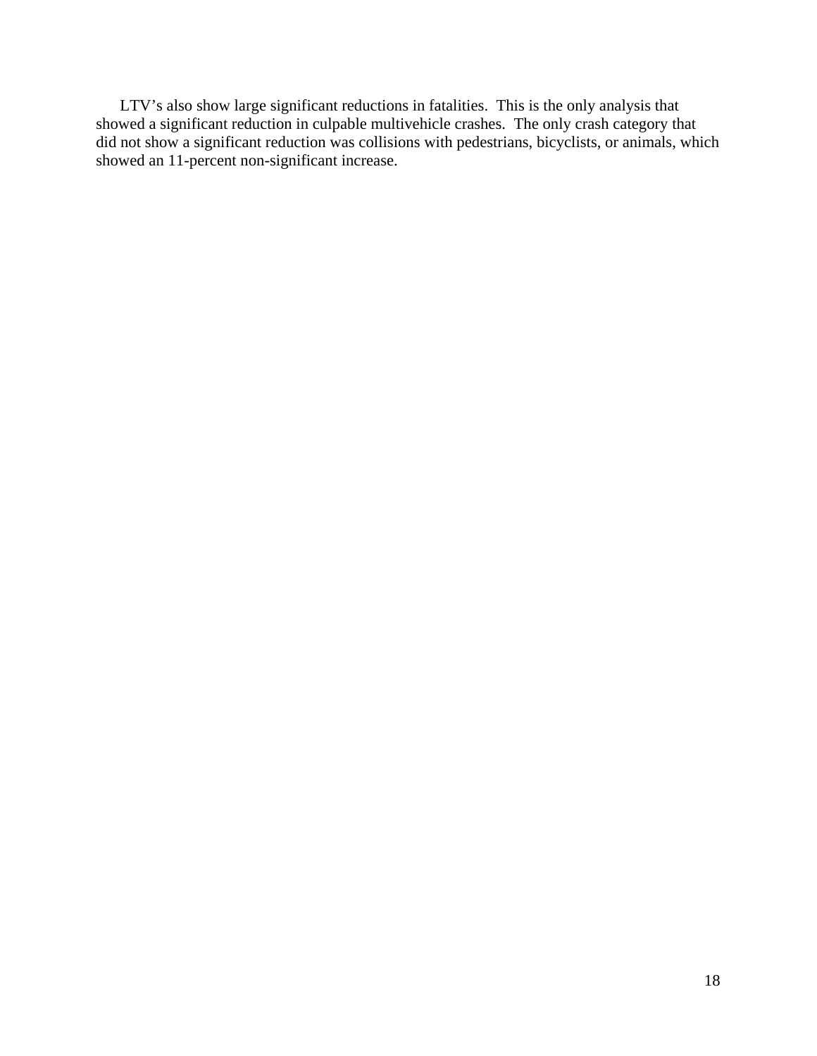LTV’s also show large significant reductions in fatalities. This is the only analysis that showed a significant reduction in culpable multivehicle crashes. The only crash category that did not show a significant reduction was collisions with pedestrians, bicyclists, or animals, which showed an 11-percent non-significant increase.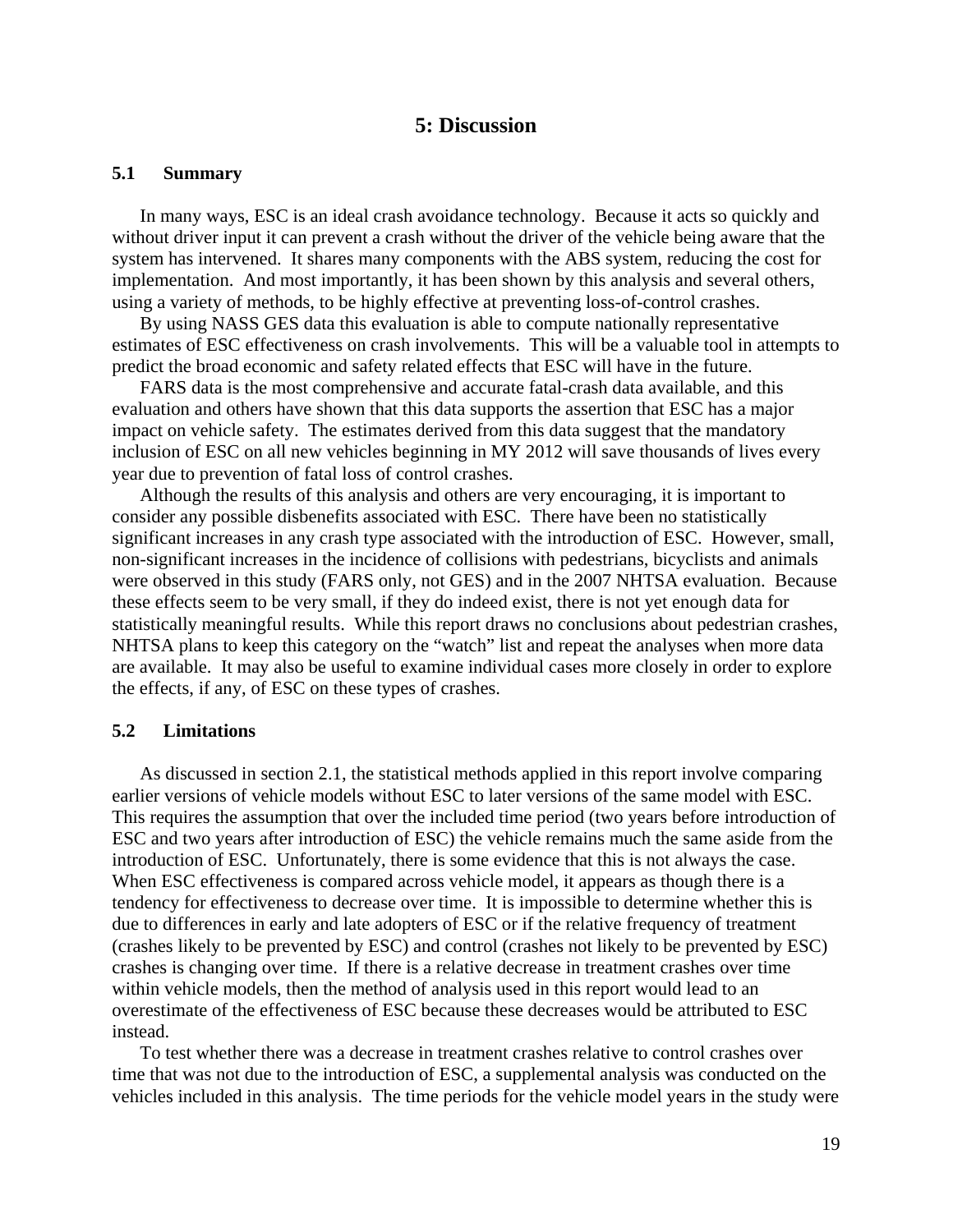# 5: Discussion

## 5.1 Summary

In many ways, ESC is an ideal crash avoidance technology. Because it acts so quickly and without driver input it can prevent a crash without the driver of the vehicle being aware that the system has intervened. It shares many components with the ABS system, reducing the cost for implementation. And most importantly, it has been shown by this analysis and several others, using a variety of methods, to be highly effective at preventing loss-of-control crashes.

By using NASS GES data this evaluation is able to compute nationally representative estimates of ESC effectiveness on crash involvements. This will be a valuable tool in attempts to predict the broad economic and safety related effects that ESC will have in the future.

FARS data is the most comprehensive and accurate fatal-crash data available, and this evaluation and others have shown that this data supports the assertion that ESC has a major impact on vehicle safety. The estimates derived from this data suggest that the mandatory inclusion of ESC on all new vehicles beginning in MY 2012 will save thousands of lives every year due to prevention of fatal loss of control crashes.

Although the results of this analysis and others are very encouraging, it is important to consider any possible disbenefits associated with ESC. There have been no statistically significant increases in any crash type associated with the introduction of ESC. However, small, non-significant increases in the incidence of collisions with pedestrians, bicyclists and animals were observed in this study (FARS only, not GES) and in the 2007 NHTSA evaluation. Because these effects seem to be very small, if they do indeed exist, there is not yet enough data for statistically meaningful results. While this report draws no conclusions about pedestrian crashes, NHTSA plans to keep this category on the "watch" list and repeat the analyses when more data are available. It may also be useful to examine individual cases more closely in order to explore the effects, if any, of ESC on these types of crashes.

## 5.2 Limitations

As discussed in section 2.1, the statistical methods applied in this report involve comparing earlier versions of vehicle models without ESC to later versions of the same model with ESC. This requires the assumption that over the included time period (two years before introduction of ESC and two years after introduction of ESC) the vehicle remains much the same aside from the introduction of ESC. Unfortunately, there is some evidence that this is not always the case. When ESC effectiveness is compared across vehicle model, it appears as though there is a tendency for effectiveness to decrease over time. It is impossible to determine whether this is due to differences in early and late adopters of ESC or if the relative frequency of treatment (crashes likely to be prevented by ESC) and control (crashes not likely to be prevented by ESC) crashes is changing over time. If there is a relative decrease in treatment crashes over time within vehicle models, then the method of analysis used in this report would lead to an overestimate of the effectiveness of ESC because these decreases would be attributed to ESC instead.

To test whether there was a decrease in treatment crashes relative to control crashes over time that was not due to the introduction of ESC, a supplemental analysis was conducted on the vehicles included in this analysis. The time periods for the vehicle model years in the study were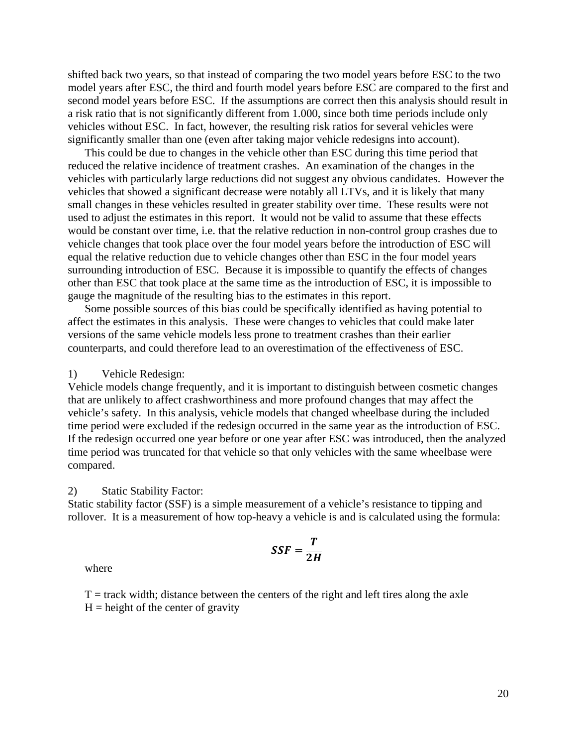shifted back two years, so that instead of comparing the two model years before ESC to the two model years after ESC, the third and fourth model years before ESC are compared to the first and second model years before ESC. If the assumptions are correct then this analysis should result in a risk ratio that is not significantly different from 1.000, since both time periods include only vehicles without ESC. In fact, however, the resulting risk ratios for several vehicles were significantly smaller than one (even after taking major vehicle redesigns into account).

This could be due to changes in the vehicle other than ESC during this time period that reduced the relative incidence of treatment crashes. An examination of the changes in the vehicles with particularly large reductions did not suggest any obvious candidates. However the vehicles that showed a significant decrease were notably all LTVs, and it is likely that many small changes in these vehicles resulted in greater stability over time. These results were not used to adjust the estimates in this report. It would not be valid to assume that these effects would be constant over time, i.e. that the relative reduction in non-control group crashes due to vehicle changes that took place over the four model years before the introduction of ESC will equal the relative reduction due to vehicle changes other than ESC in the four model years surrounding introduction of ESC. Because it is impossible to quantify the effects of changes other than ESC that took place at the same time as the introduction of ESC, it is impossible to gauge the magnitude of the resulting bias to the estimates in this report.

Some possible sources of this bias could be specifically identified as having potential to affect the estimates in this analysis. These were changes to vehicles that could make later versions of the same vehicle models less prone to treatment crashes than their earlier counterparts, and could therefore lead to an overestimation of the effectiveness of ESC.

1) Vehicle Redesign:

Vehicle models change frequently, and it is important to distinguish between cosmetic changes that are unlikely to affect crashworthiness and more profound changes that may affect the vehicle's safety. In this analysis, vehicle models that changed wheelbase during the included time period were excluded if the redesign occurred in the same year as the introduction of ESC. If the redesign occurred one year before or one year after ESC was introduced, then the analyzed time period was truncated for that vehicle so that only vehicles with the same wheelbase were compared.

2) Static Stability Factor:

Static stability factor (SSF) is a simple measurement of a vehicle's resistance to tipping and rollover. It is a measurement of how top-heavy a vehicle is and is calculated using the formula:

$$\boldsymbol{SSF = \frac{T}{2H}}$$

where

T = track width; distance between the centers of the right and left tires along the axle
H = height of the center of gravity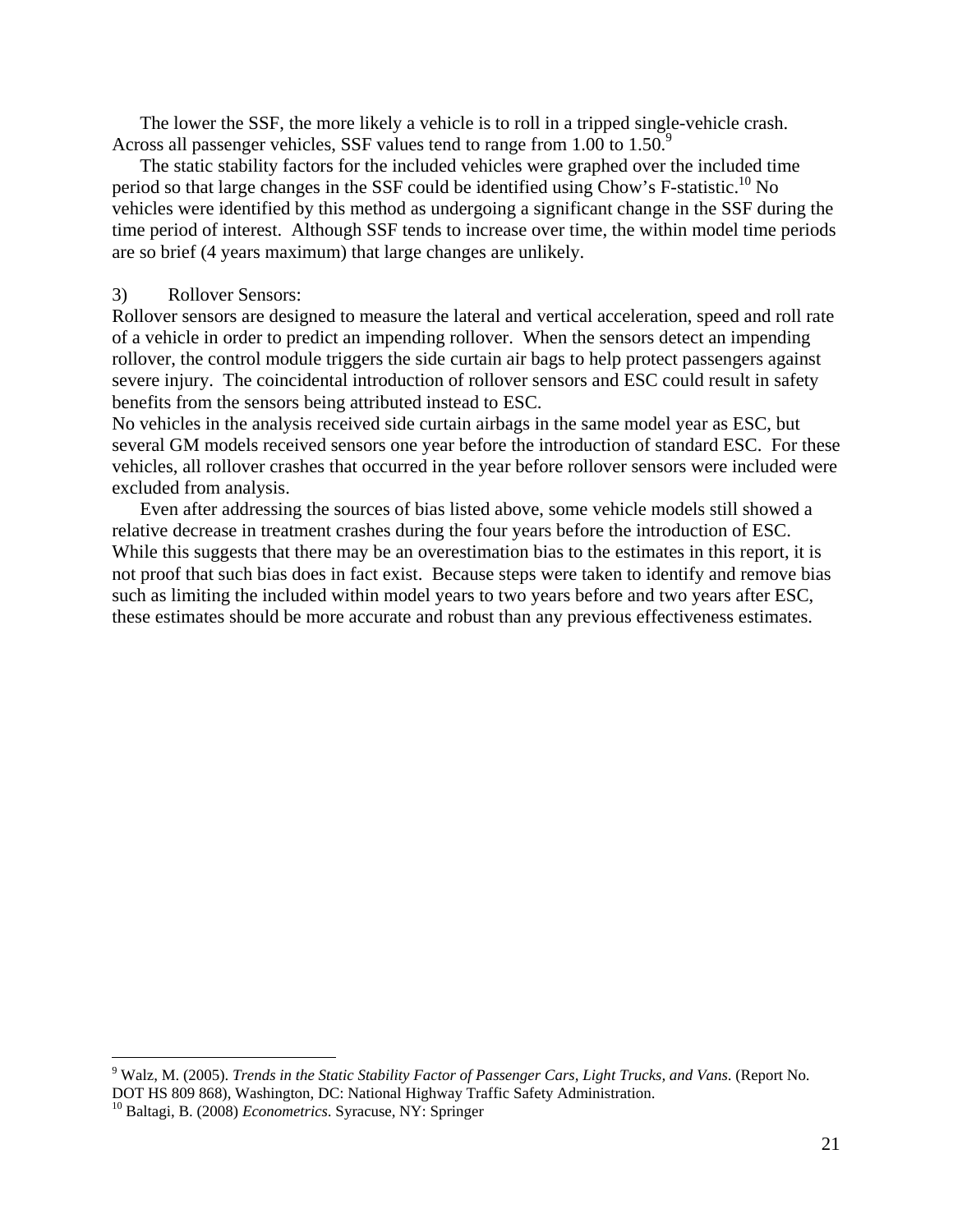The lower the SSF, the more likely a vehicle is to roll in a tripped single-vehicle crash. Across all passenger vehicles, SSF values tend to range from 1.00 to 1.50.[9]

The static stability factors for the included vehicles were graphed over the included time period so that large changes in the SSF could be identified using Chow's F-statistic.[10] No vehicles were identified by this method as undergoing a significant change in the SSF during the time period of interest. Although SSF tends to increase over time, the within model time periods are so brief (4 years maximum) that large changes are unlikely.

3) Rollover Sensors:

Rollover sensors are designed to measure the lateral and vertical acceleration, speed and roll rate of a vehicle in order to predict an impending rollover. When the sensors detect an impending rollover, the control module triggers the side curtain air bags to help protect passengers against severe injury. The coincidental introduction of rollover sensors and ESC could result in safety benefits from the sensors being attributed instead to ESC.

No vehicles in the analysis received side curtain airbags in the same model year as ESC, but several GM models received sensors one year before the introduction of standard ESC. For these vehicles, all rollover crashes that occurred in the year before rollover sensors were included were excluded from analysis.

Even after addressing the sources of bias listed above, some vehicle models still showed a relative decrease in treatment crashes during the four years before the introduction of ESC. While this suggests that there may be an overestimation bias to the estimates in this report, it is not proof that such bias does in fact exist. Because steps were taken to identify and remove bias such as limiting the included within model years to two years before and two years after ESC, these estimates should be more accurate and robust than any previous effectiveness estimates.

---

[9] Walz, M. (2005). *Trends in the Static Stability Factor of Passenger Cars, Light Trucks, and Vans.* (Report No. DOT HS 809 868), Washington, DC: National Highway Traffic Safety Administration.

[10] Baltagi, B. (2008) *Econometrics*. Syracuse, NY: Springer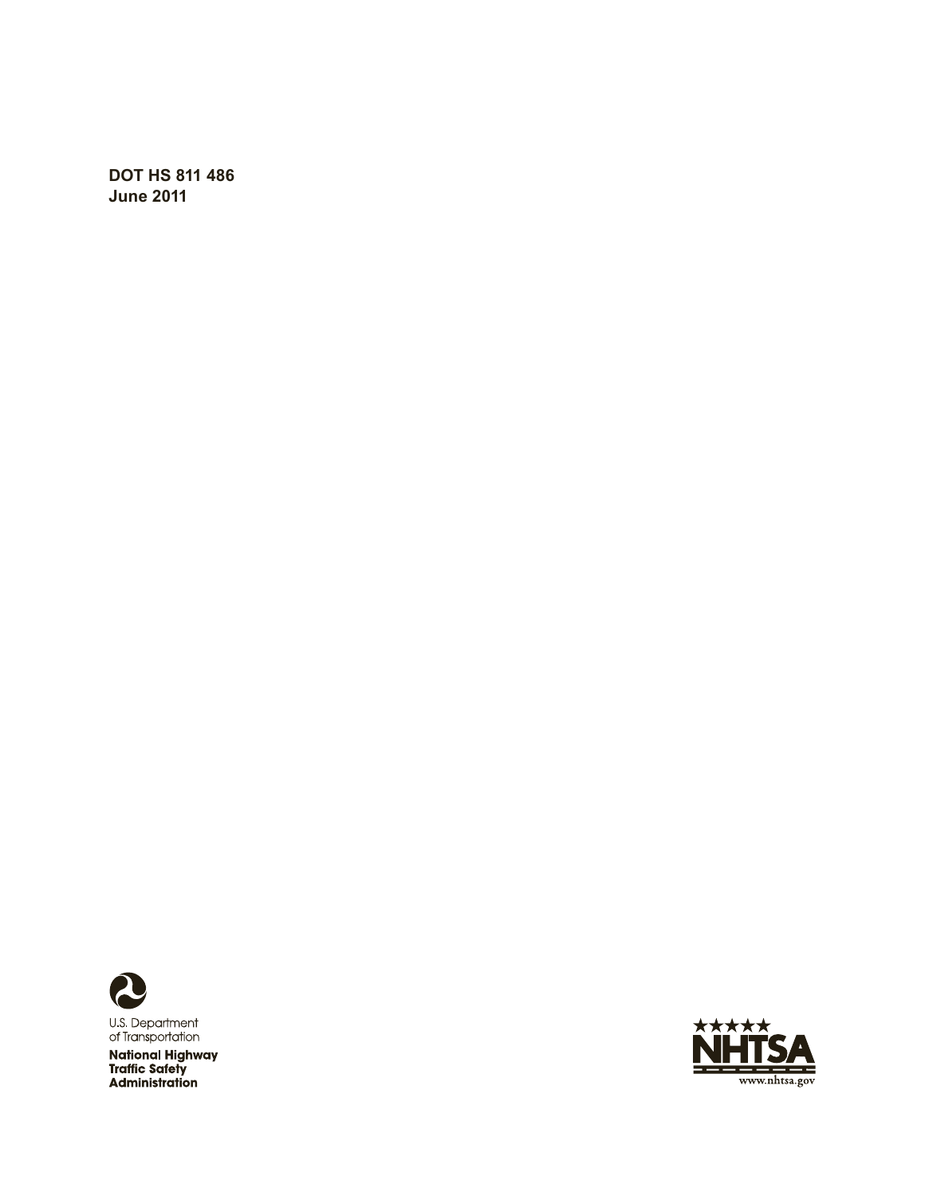**DOT HS 811 486**
**June 2011**

U.S. Department of Transportation

**National Highway Traffic Safety Administration**

NHTSA

www.nhtsa.gov